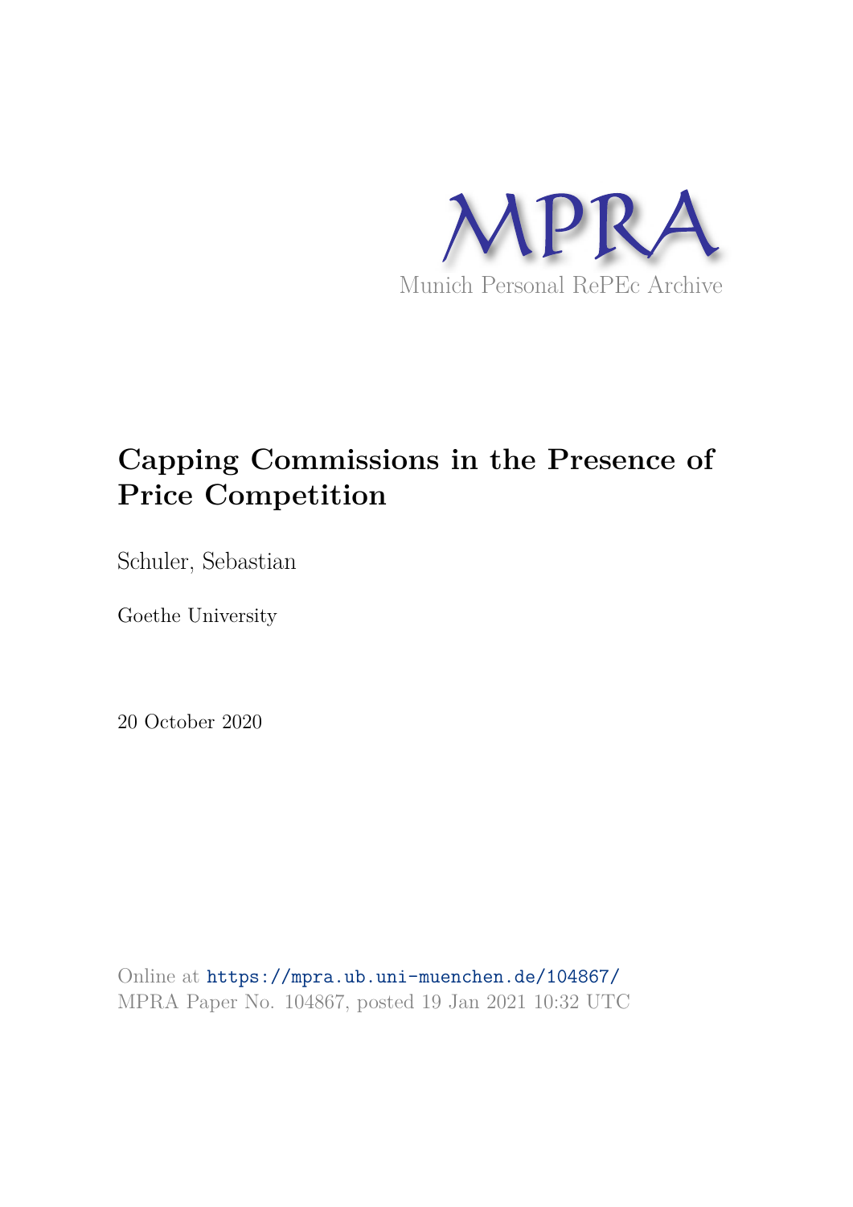MPRA

Munich Personal RePEc Archive

# Capping Commissions in the Presence of Price Competition

Schuler, Sebastian

Goethe University

20 October 2020

Online at https://mpra.ub.uni-muenchen.de/104867/
MPRA Paper No. 104867, posted 19 Jan 2021 10:32 UTC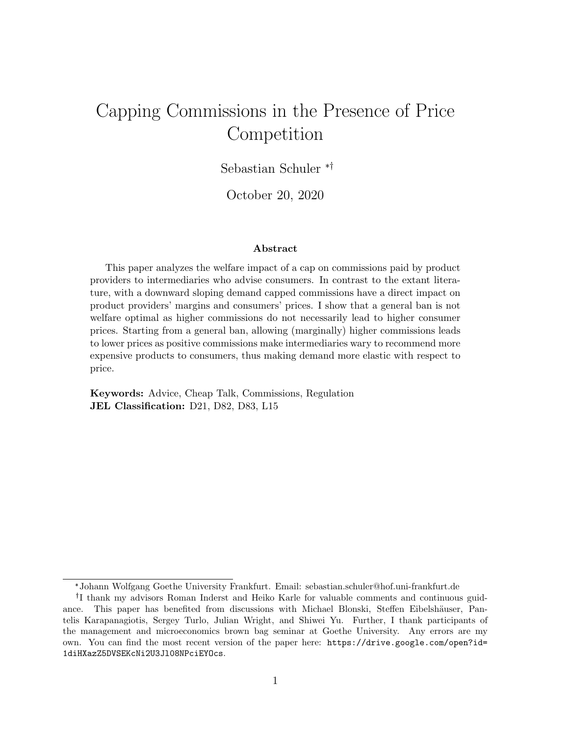# Capping Commissions in the Presence of Price Competition

Sebastian Schuler [*][†]

October 20, 2020

### Abstract

This paper analyzes the welfare impact of a cap on commissions paid by product providers to intermediaries who advise consumers. In contrast to the extant literature, with a downward sloping demand capped commissions have a direct impact on product providers' margins and consumers' prices. I show that a general ban is not welfare optimal as higher commissions do not necessarily lead to higher consumer prices. Starting from a general ban, allowing (marginally) higher commissions leads to lower prices as positive commissions make intermediaries wary to recommend more expensive products to consumers, thus making demand more elastic with respect to price.

**Keywords:** Advice, Cheap Talk, Commissions, Regulation
**JEL Classification:** D21, D82, D83, L15

---

[*] Johann Wolfgang Goethe University Frankfurt. Email: sebastian.schuler@hof.uni-frankfurt.de

[†] I thank my advisors Roman Inderst and Heiko Karle for valuable comments and continuous guidance. This paper has benefited from discussions with Michael Blonski, Steffen Eibelshäuser, Pantelis Karapanagiotis, Sergey Turlo, Julian Wright, and Shiwei Yu. Further, I thank participants of the management and microeconomics brown bag seminar at Goethe University. Any errors are my own. You can find the most recent version of the paper here: `https://drive.google.com/open?id=1diHXazZ5DVSEKcNi2U3Jl08NPciEYOcs`.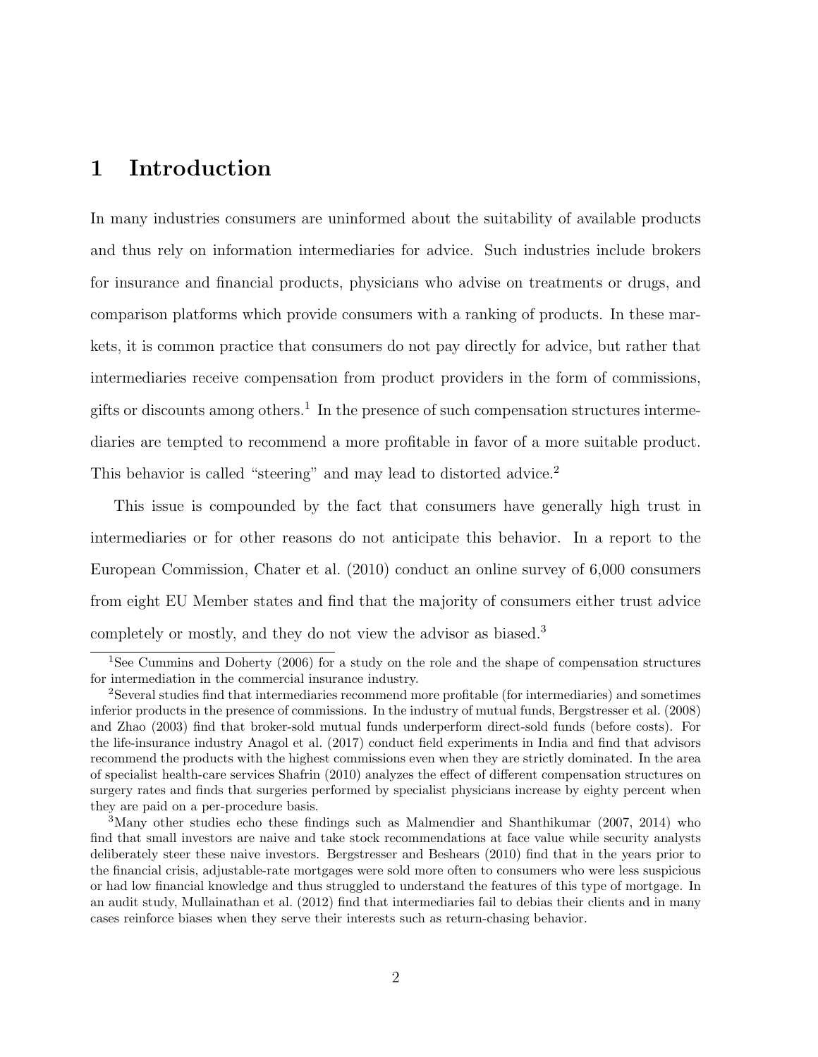# 1 Introduction

In many industries consumers are uninformed about the suitability of available products and thus rely on information intermediaries for advice. Such industries include brokers for insurance and financial products, physicians who advise on treatments or drugs, and comparison platforms which provide consumers with a ranking of products. In these markets, it is common practice that consumers do not pay directly for advice, but rather that intermediaries receive compensation from product providers in the form of commissions, gifts or discounts among others.[1] In the presence of such compensation structures intermediaries are tempted to recommend a more profitable in favor of a more suitable product. This behavior is called "steering" and may lead to distorted advice.[2]

This issue is compounded by the fact that consumers have generally high trust in intermediaries or for other reasons do not anticipate this behavior. In a report to the European Commission, Chater et al. (2010) conduct an online survey of 6,000 consumers from eight EU Member states and find that the majority of consumers either trust advice completely or mostly, and they do not view the advisor as biased.[3]

[1] See Cummins and Doherty (2006) for a study on the role and the shape of compensation structures for intermediation in the commercial insurance industry.

[2] Several studies find that intermediaries recommend more profitable (for intermediaries) and sometimes inferior products in the presence of commissions. In the industry of mutual funds, Bergstresser et al. (2008) and Zhao (2003) find that broker-sold mutual funds underperform direct-sold funds (before costs). For the life-insurance industry Anagol et al. (2017) conduct field experiments in India and find that advisors recommend the products with the highest commissions even when they are strictly dominated. In the area of specialist health-care services Shafrin (2010) analyzes the effect of different compensation structures on surgery rates and finds that surgeries performed by specialist physicians increase by eighty percent when they are paid on a per-procedure basis.

[3] Many other studies echo these findings such as Malmendier and Shanthikumar (2007, 2014) who find that small investors are naive and take stock recommendations at face value while security analysts deliberately steer these naive investors. Bergstresser and Beshears (2010) find that in the years prior to the financial crisis, adjustable-rate mortgages were sold more often to consumers who were less suspicious or had low financial knowledge and thus struggled to understand the features of this type of mortgage. In an audit study, Mullainathan et al. (2012) find that intermediaries fail to debias their clients and in many cases reinforce biases when they serve their interests such as return-chasing behavior.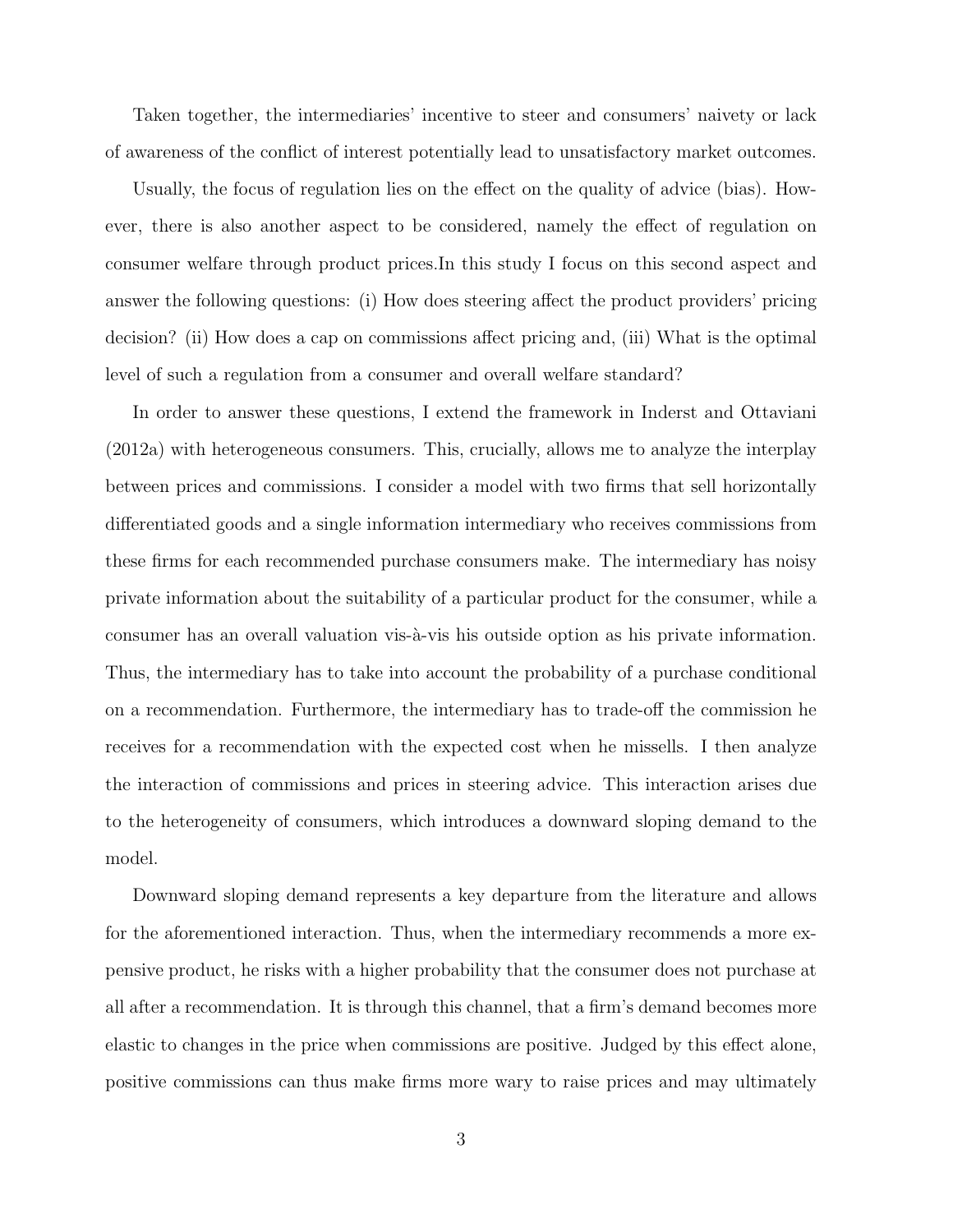Taken together, the intermediaries' incentive to steer and consumers' naivety or lack of awareness of the conflict of interest potentially lead to unsatisfactory market outcomes.

Usually, the focus of regulation lies on the effect on the quality of advice (bias). However, there is also another aspect to be considered, namely the effect of regulation on consumer welfare through product prices.In this study I focus on this second aspect and answer the following questions: (i) How does steering affect the product providers' pricing decision? (ii) How does a cap on commissions affect pricing and, (iii) What is the optimal level of such a regulation from a consumer and overall welfare standard?

In order to answer these questions, I extend the framework in Inderst and Ottaviani (2012a) with heterogeneous consumers. This, crucially, allows me to analyze the interplay between prices and commissions. I consider a model with two firms that sell horizontally differentiated goods and a single information intermediary who receives commissions from these firms for each recommended purchase consumers make. The intermediary has noisy private information about the suitability of a particular product for the consumer, while a consumer has an overall valuation vis-à-vis his outside option as his private information. Thus, the intermediary has to take into account the probability of a purchase conditional on a recommendation. Furthermore, the intermediary has to trade-off the commission he receives for a recommendation with the expected cost when he missells. I then analyze the interaction of commissions and prices in steering advice. This interaction arises due to the heterogeneity of consumers, which introduces a downward sloping demand to the model.

Downward sloping demand represents a key departure from the literature and allows for the aforementioned interaction. Thus, when the intermediary recommends a more expensive product, he risks with a higher probability that the consumer does not purchase at all after a recommendation. It is through this channel, that a firm's demand becomes more elastic to changes in the price when commissions are positive. Judged by this effect alone, positive commissions can thus make firms more wary to raise prices and may ultimately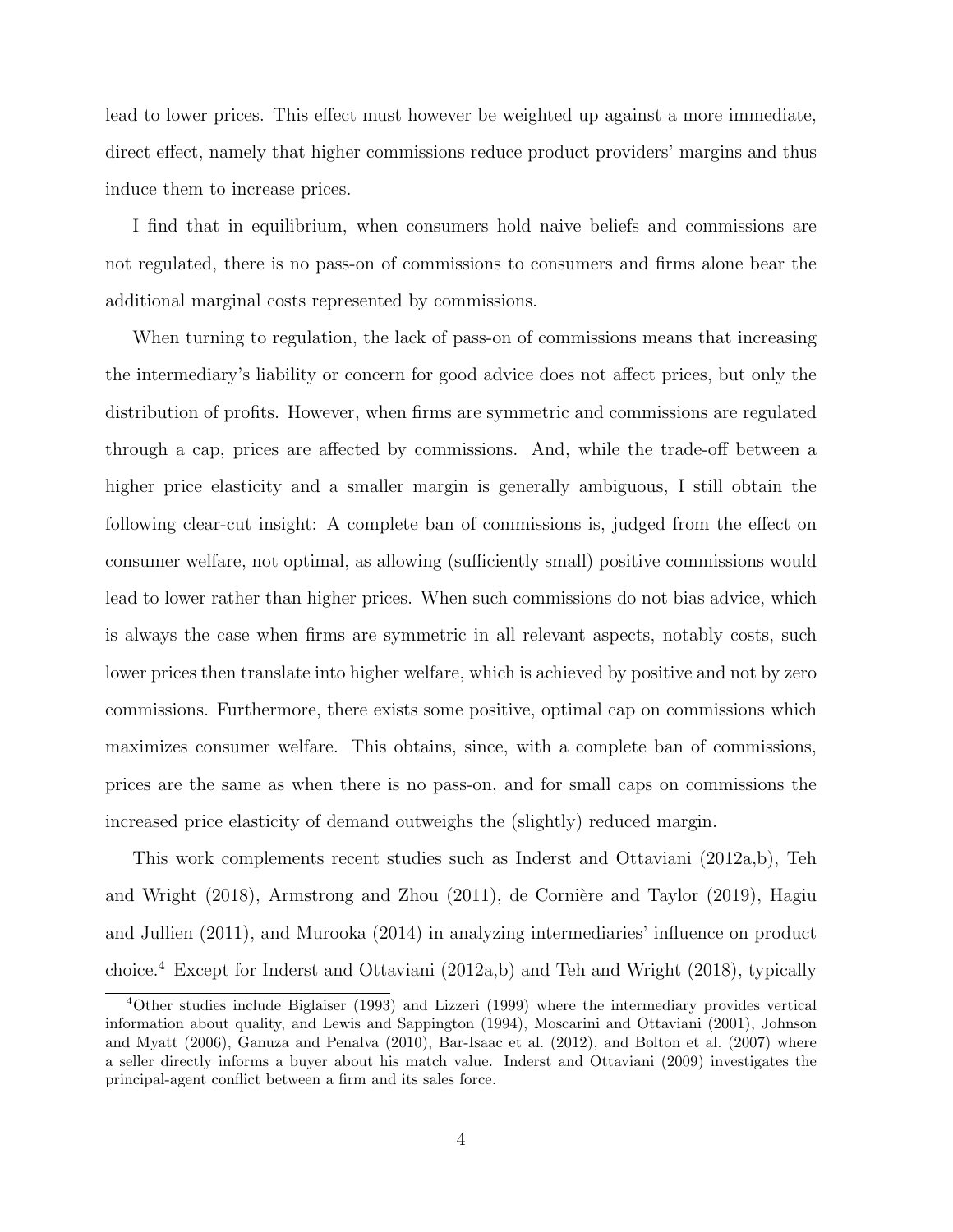lead to lower prices. This effect must however be weighted up against a more immediate, direct effect, namely that higher commissions reduce product providers' margins and thus induce them to increase prices.

I find that in equilibrium, when consumers hold naive beliefs and commissions are not regulated, there is no pass-on of commissions to consumers and firms alone bear the additional marginal costs represented by commissions.

When turning to regulation, the lack of pass-on of commissions means that increasing the intermediary's liability or concern for good advice does not affect prices, but only the distribution of profits. However, when firms are symmetric and commissions are regulated through a cap, prices are affected by commissions. And, while the trade-off between a higher price elasticity and a smaller margin is generally ambiguous, I still obtain the following clear-cut insight: A complete ban of commissions is, judged from the effect on consumer welfare, not optimal, as allowing (sufficiently small) positive commissions would lead to lower rather than higher prices. When such commissions do not bias advice, which is always the case when firms are symmetric in all relevant aspects, notably costs, such lower prices then translate into higher welfare, which is achieved by positive and not by zero commissions. Furthermore, there exists some positive, optimal cap on commissions which maximizes consumer welfare. This obtains, since, with a complete ban of commissions, prices are the same as when there is no pass-on, and for small caps on commissions the increased price elasticity of demand outweighs the (slightly) reduced margin.

This work complements recent studies such as Inderst and Ottaviani (2012a,b), Teh and Wright (2018), Armstrong and Zhou (2011), de Cornière and Taylor (2019), Hagiu and Jullien (2011), and Murooka (2014) in analyzing intermediaries' influence on product choice.[4] Except for Inderst and Ottaviani (2012a,b) and Teh and Wright (2018), typically

[4]Other studies include Biglaiser (1993) and Lizzeri (1999) where the intermediary provides vertical information about quality, and Lewis and Sappington (1994), Moscarini and Ottaviani (2001), Johnson and Myatt (2006), Ganuza and Penalva (2010), Bar-Isaac et al. (2012), and Bolton et al. (2007) where a seller directly informs a buyer about his match value. Inderst and Ottaviani (2009) investigates the principal-agent conflict between a firm and its sales force.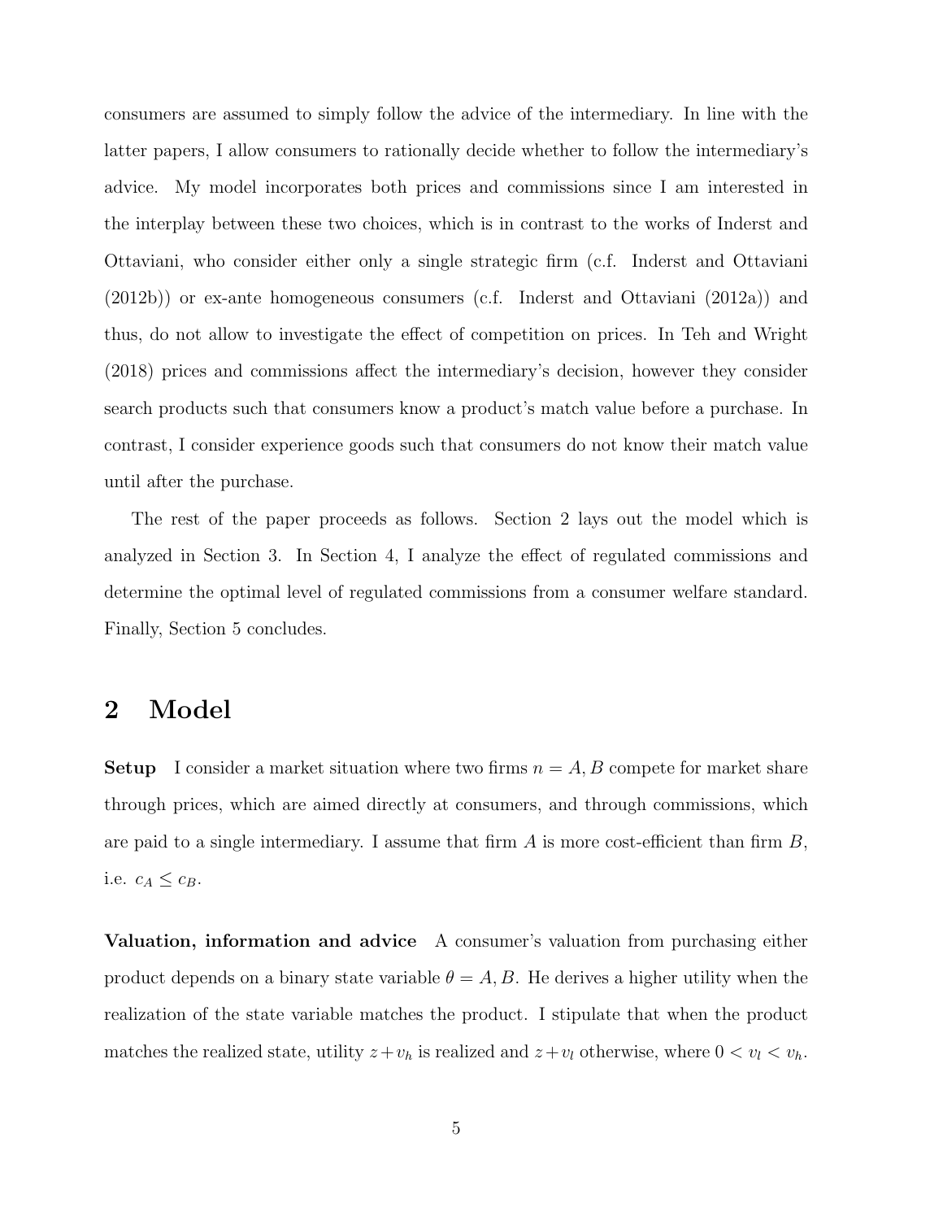consumers are assumed to simply follow the advice of the intermediary. In line with the latter papers, I allow consumers to rationally decide whether to follow the intermediary's advice. My model incorporates both prices and commissions since I am interested in the interplay between these two choices, which is in contrast to the works of Inderst and Ottaviani, who consider either only a single strategic firm (c.f. Inderst and Ottaviani (2012b)) or ex-ante homogeneous consumers (c.f. Inderst and Ottaviani (2012a)) and thus, do not allow to investigate the effect of competition on prices. In Teh and Wright (2018) prices and commissions affect the intermediary's decision, however they consider search products such that consumers know a product's match value before a purchase. In contrast, I consider experience goods such that consumers do not know their match value until after the purchase.

The rest of the paper proceeds as follows. Section 2 lays out the model which is analyzed in Section 3. In Section 4, I analyze the effect of regulated commissions and determine the optimal level of regulated commissions from a consumer welfare standard. Finally, Section 5 concludes.

## 2 Model

**Setup** I consider a market situation where two firms $n = A, B$ compete for market share through prices, which are aimed directly at consumers, and through commissions, which are paid to a single intermediary. I assume that firm $A$ is more cost-efficient than firm $B$, i.e. $c_A \leq c_B$.

**Valuation, information and advice** A consumer's valuation from purchasing either product depends on a binary state variable $\theta = A, B$. He derives a higher utility when the realization of the state variable matches the product. I stipulate that when the product matches the realized state, utility $z + v_h$ is realized and $z + v_l$ otherwise, where $0 < v_l < v_h$.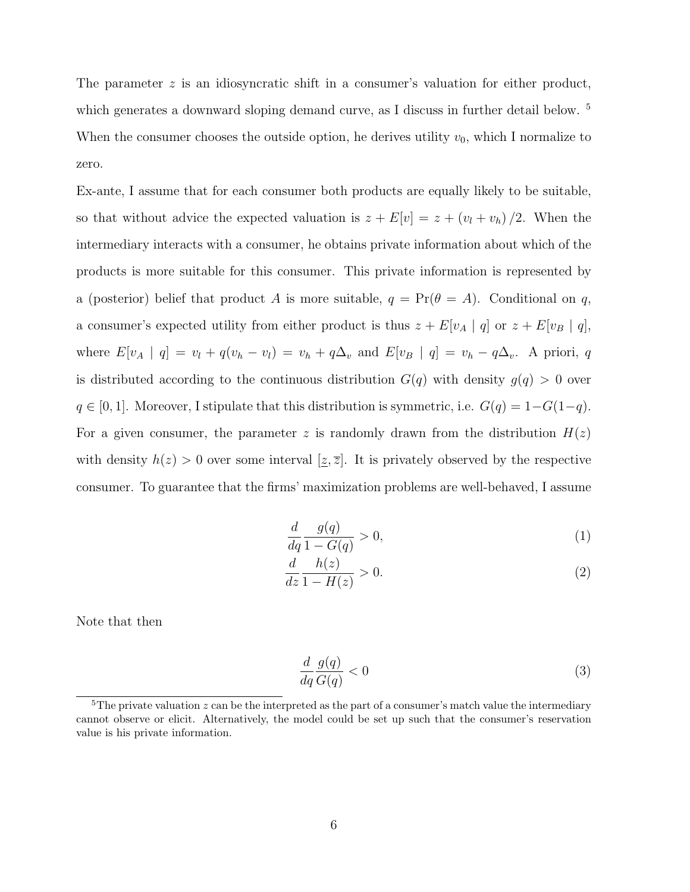The parameter $z$ is an idiosyncratic shift in a consumer's valuation for either product, which generates a downward sloping demand curve, as I discuss in further detail below. [5] When the consumer chooses the outside option, he derives utility $v_0$, which I normalize to zero.

Ex-ante, I assume that for each consumer both products are equally likely to be suitable, so that without advice the expected valuation is $z + E[v] = z + (v_l + v_h)/2$. When the intermediary interacts with a consumer, he obtains private information about which of the products is more suitable for this consumer. This private information is represented by a (posterior) belief that product $A$ is more suitable, $q = \Pr(\theta = A)$. Conditional on $q$, a consumer's expected utility from either product is thus $z + E[v_A \mid q]$ or $z + E[v_B \mid q]$, where $E[v_A \mid q] = v_l + q(v_h - v_l) = v_h + q\Delta_v$ and $E[v_B \mid q] = v_h - q\Delta_v$. A priori, $q$ is distributed according to the continuous distribution $G(q)$ with density $g(q) > 0$ over $q \in [0, 1]$. Moreover, I stipulate that this distribution is symmetric, i.e. $G(q) = 1 - G(1-q)$. For a given consumer, the parameter $z$ is randomly drawn from the distribution $H(z)$ with density $h(z) > 0$ over some interval $[\underline{z}, \overline{z}]$. It is privately observed by the respective consumer. To guarantee that the firms' maximization problems are well-behaved, I assume

$$\frac{d}{dq} \frac{g(q)}{1 - G(q)} > 0, \tag{1}$$

$$\frac{d}{dz} \frac{h(z)}{1 - H(z)} > 0. \tag{2}$$

Note that then

$$\frac{d}{dq} \frac{g(q)}{G(q)} < 0 \tag{3}$$

[5] The private valuation $z$ can be the interpreted as the part of a consumer's match value the intermediary cannot observe or elicit. Alternatively, the model could be set up such that the consumer's reservation value is his private information.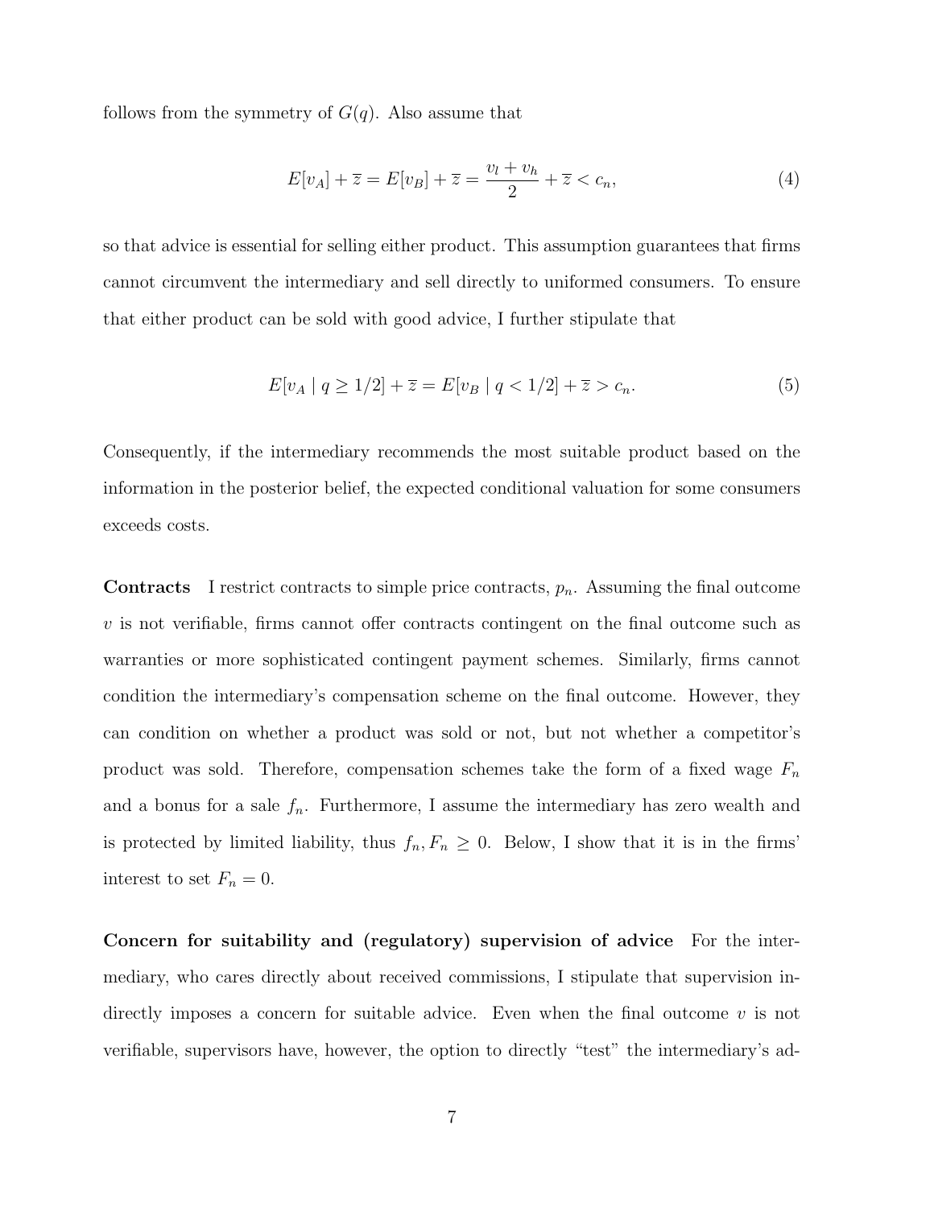follows from the symmetry of $G(q)$. Also assume that

$$E[v_A] + \overline{z} = E[v_B] + \overline{z} = \frac{v_l + v_h}{2} + \overline{z} < c_n, \tag{4}$$

so that advice is essential for selling either product. This assumption guarantees that firms cannot circumvent the intermediary and sell directly to uniformed consumers. To ensure that either product can be sold with good advice, I further stipulate that

$$E[v_A \mid q \geq 1/2] + \overline{z} = E[v_B \mid q < 1/2] + \overline{z} > c_n. \tag{5}$$

Consequently, if the intermediary recommends the most suitable product based on the information in the posterior belief, the expected conditional valuation for some consumers exceeds costs.

**Contracts** I restrict contracts to simple price contracts, $p_n$. Assuming the final outcome $v$ is not verifiable, firms cannot offer contracts contingent on the final outcome such as warranties or more sophisticated contingent payment schemes. Similarly, firms cannot condition the intermediary's compensation scheme on the final outcome. However, they can condition on whether a product was sold or not, but not whether a competitor's product was sold. Therefore, compensation schemes take the form of a fixed wage $F_n$ and a bonus for a sale $f_n$. Furthermore, I assume the intermediary has zero wealth and is protected by limited liability, thus $f_n, F_n \geq 0$. Below, I show that it is in the firms' interest to set $F_n = 0$.

**Concern for suitability and (regulatory) supervision of advice** For the intermediary, who cares directly about received commissions, I stipulate that supervision indirectly imposes a concern for suitable advice. Even when the final outcome $v$ is not verifiable, supervisors have, however, the option to directly "test" the intermediary's ad-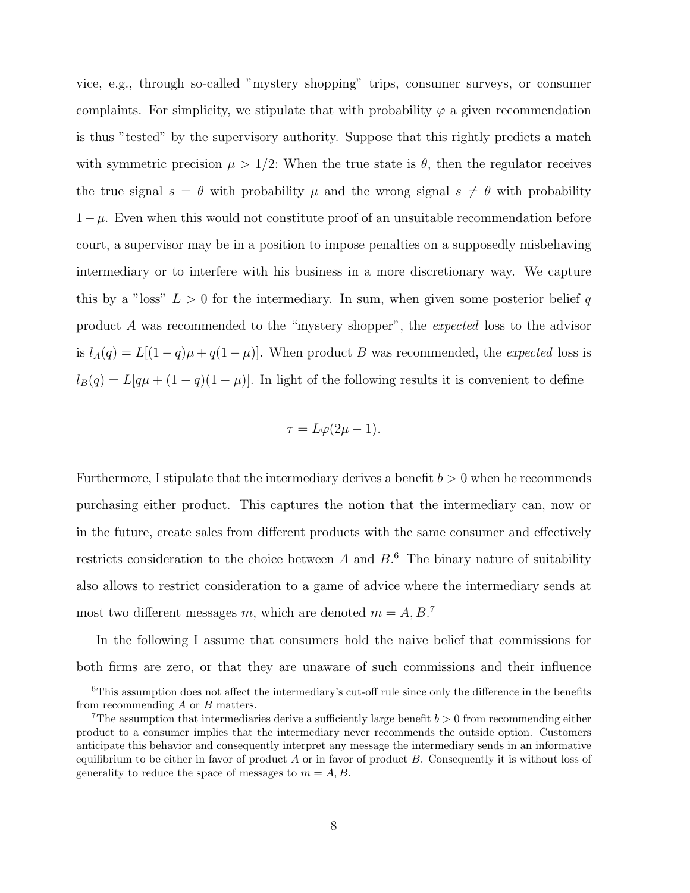vice, e.g., through so-called "mystery shopping" trips, consumer surveys, or consumer complaints. For simplicity, we stipulate that with probability $\varphi$ a given recommendation is thus "tested" by the supervisory authority. Suppose that this rightly predicts a match with symmetric precision $\mu > 1/2$: When the true state is $\theta$, then the regulator receives the true signal $s = \theta$ with probability $\mu$ and the wrong signal $s \neq \theta$ with probability $1-\mu$. Even when this would not constitute proof of an unsuitable recommendation before court, a supervisor may be in a position to impose penalties on a supposedly misbehaving intermediary or to interfere with his business in a more discretionary way. We capture this by a "loss" $L > 0$ for the intermediary. In sum, when given some posterior belief $q$ product $A$ was recommended to the "mystery shopper", the *expected* loss to the advisor is $l_A(q) = L[(1-q)\mu + q(1-\mu)]$. When product $B$ was recommended, the *expected* loss is $l_B(q) = L[q\mu + (1-q)(1-\mu)]$. In light of the following results it is convenient to define

$$\tau = L\varphi(2\mu - 1).$$

Furthermore, I stipulate that the intermediary derives a benefit $b > 0$ when he recommends purchasing either product. This captures the notion that the intermediary can, now or in the future, create sales from different products with the same consumer and effectively restricts consideration to the choice between $A$ and $B$.[6] The binary nature of suitability also allows to restrict consideration to a game of advice where the intermediary sends at most two different messages $m$, which are denoted $m = A, B$.[7]

In the following I assume that consumers hold the naive belief that commissions for both firms are zero, or that they are unaware of such commissions and their influence

[6] This assumption does not affect the intermediary's cut-off rule since only the difference in the benefits from recommending $A$ or $B$ matters.

[7] The assumption that intermediaries derive a sufficiently large benefit $b > 0$ from recommending either product to a consumer implies that the intermediary never recommends the outside option. Customers anticipate this behavior and consequently interpret any message the intermediary sends in an informative equilibrium to be either in favor of product $A$ or in favor of product $B$. Consequently it is without loss of generality to reduce the space of messages to $m = A, B$.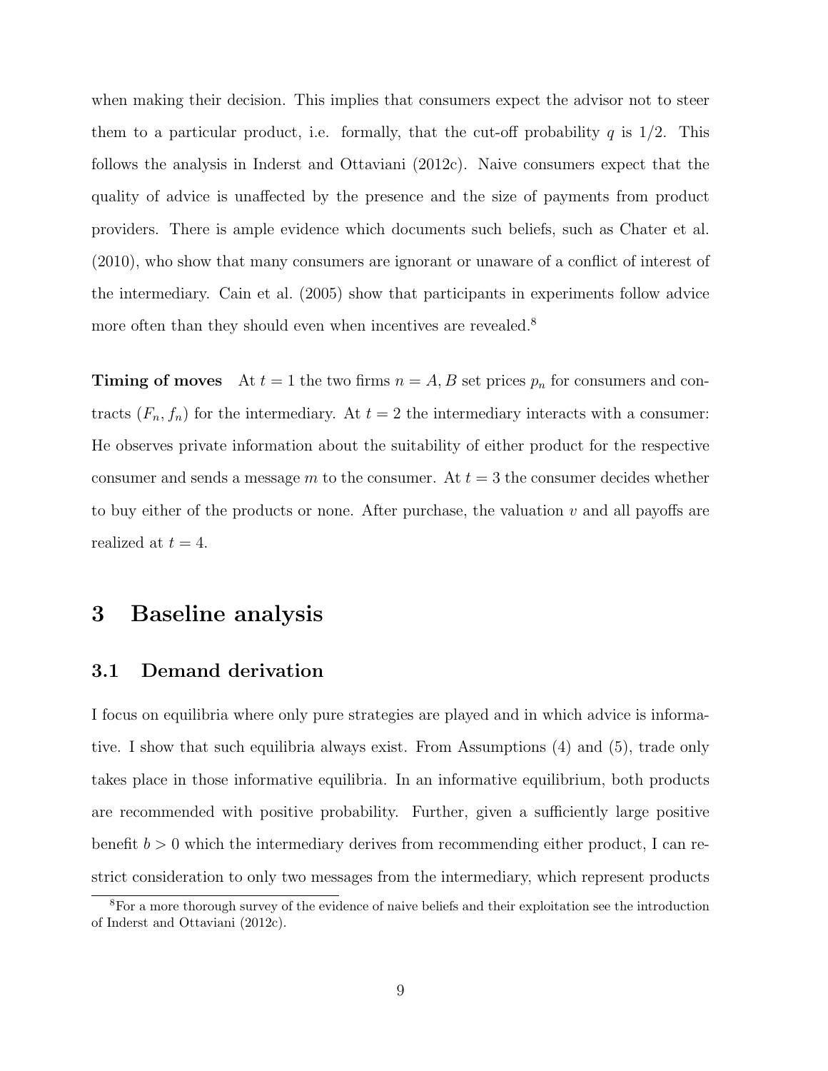when making their decision. This implies that consumers expect the advisor not to steer them to a particular product, i.e. formally, that the cut-off probability $q$ is $1/2$. This follows the analysis in Inderst and Ottaviani (2012c). Naive consumers expect that the quality of advice is unaffected by the presence and the size of payments from product providers. There is ample evidence which documents such beliefs, such as Chater et al. (2010), who show that many consumers are ignorant or unaware of a conflict of interest of the intermediary. Cain et al. (2005) show that participants in experiments follow advice more often than they should even when incentives are revealed.[8]

**Timing of moves** At $t = 1$ the two firms $n = A, B$ set prices $p_n$ for consumers and contracts $(F_n, f_n)$ for the intermediary. At $t = 2$ the intermediary interacts with a consumer: He observes private information about the suitability of either product for the respective consumer and sends a message $m$ to the consumer. At $t = 3$ the consumer decides whether to buy either of the products or none. After purchase, the valuation $v$ and all payoffs are realized at $t = 4$.

# 3 Baseline analysis

## 3.1 Demand derivation

I focus on equilibria where only pure strategies are played and in which advice is informative. I show that such equilibria always exist. From Assumptions (4) and (5), trade only takes place in those informative equilibria. In an informative equilibrium, both products are recommended with positive probability. Further, given a sufficiently large positive benefit $b > 0$ which the intermediary derives from recommending either product, I can restrict consideration to only two messages from the intermediary, which represent products

[8] For a more thorough survey of the evidence of naive beliefs and their exploitation see the introduction of Inderst and Ottaviani (2012c).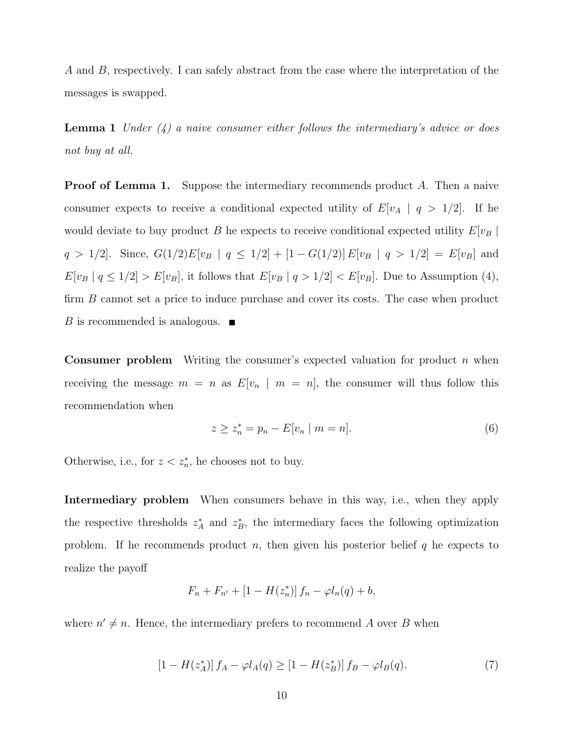$A$ and $B$, respectively. I can safely abstract from the case where the interpretation of the messages is swapped.

**Lemma 1** *Under (4) a naive consumer either follows the intermediary's advice or does not buy at all.*

**Proof of Lemma 1.** Suppose the intermediary recommends product $A$. Then a naive consumer expects to receive a conditional expected utility of $E[v_A \mid q > 1/2]$. If he would deviate to buy product $B$ he expects to receive conditional expected utility $E[v_B \mid q > 1/2]$. Since, $G(1/2)E[v_B \mid q \leq 1/2] + [1 - G(1/2)] E[v_B \mid q > 1/2] = E[v_B]$ and $E[v_B \mid q \leq 1/2] > E[v_B]$, it follows that $E[v_B \mid q > 1/2] < E[v_B]$. Due to Assumption (4), firm $B$ cannot set a price to induce purchase and cover its costs. The case when product $B$ is recommended is analogous. ■

**Consumer problem** Writing the consumer's expected valuation for product $n$ when receiving the message $m = n$ as $E[v_n \mid m = n]$, the consumer will thus follow this recommendation when

$$z \geq z_n^* = p_n - E[v_n \mid m = n]. \tag{6}$$

Otherwise, i.e., for $z < z_n^*$, he chooses not to buy.

**Intermediary problem** When consumers behave in this way, i.e., when they apply the respective thresholds $z_A^*$ and $z_B^*$, the intermediary faces the following optimization problem. If he recommends product $n$, then given his posterior belief $q$ he expects to realize the payoff

$$F_n + F_{n'} + [1 - H(z_n^*)] f_n - \varphi l_n(q) + b,$$

where $n' \neq n$. Hence, the intermediary prefers to recommend $A$ over $B$ when

$$[1 - H(z_A^*)] f_A - \varphi l_A(q) \geq [1 - H(z_B^*)] f_B - \varphi l_B(q). \tag{7}$$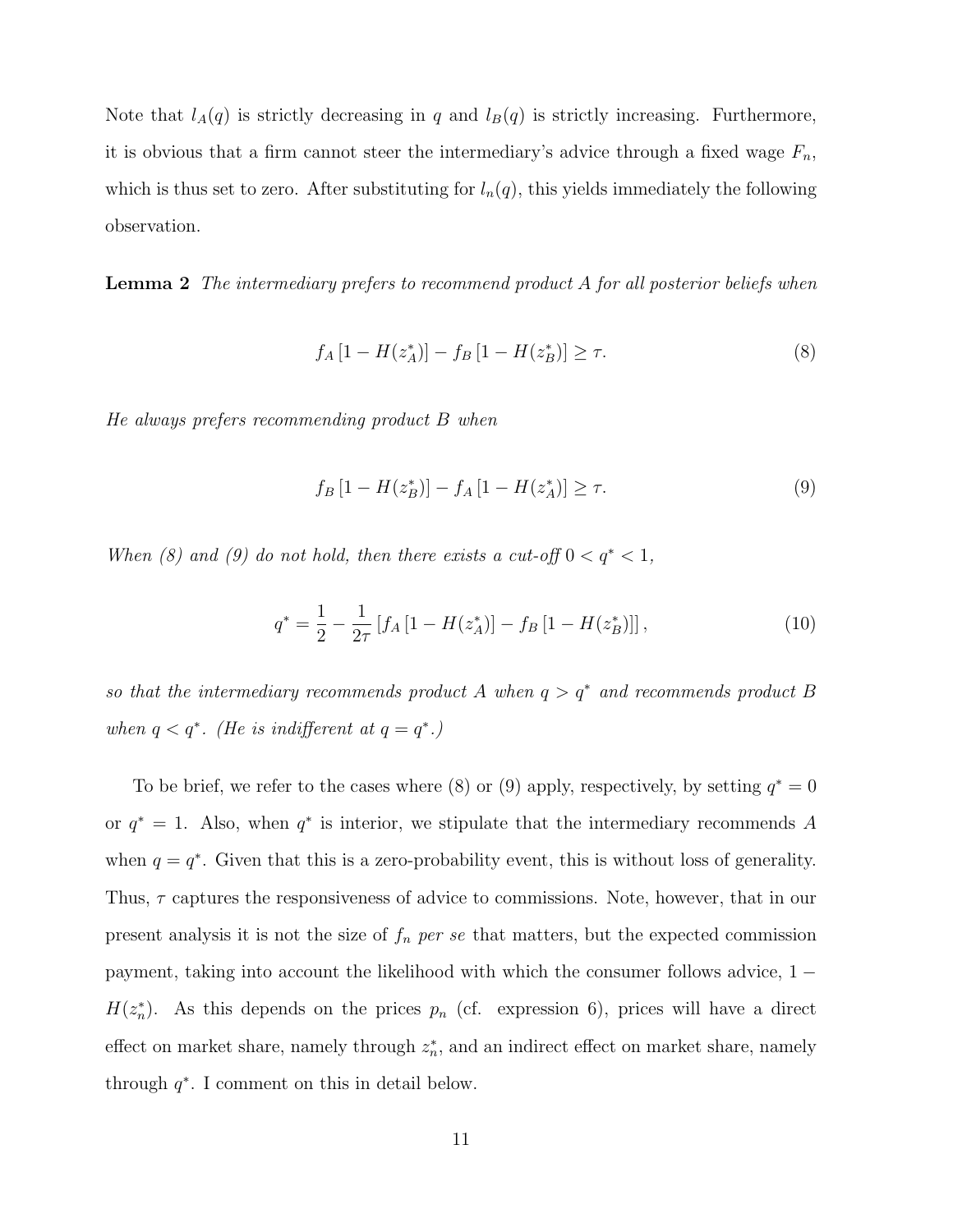Note that $l_A(q)$ is strictly decreasing in $q$ and $l_B(q)$ is strictly increasing. Furthermore, it is obvious that a firm cannot steer the intermediary's advice through a fixed wage $F_n$, which is thus set to zero. After substituting for $l_n(q)$, this yields immediately the following observation.

**Lemma 2** *The intermediary prefers to recommend product A for all posterior beliefs when*

$$f_A\left[1 - H(z_A^*)\right] - f_B\left[1 - H(z_B^*)\right] \geq \tau. \tag{8}$$

*He always prefers recommending product B when*

$$f_B\left[1 - H(z_B^*)\right] - f_A\left[1 - H(z_A^*)\right] \geq \tau. \tag{9}$$

*When (8) and (9) do not hold, then there exists a cut-off $0 < q^* < 1$,*

$$q^* = \frac{1}{2} - \frac{1}{2\tau}\left[f_A\left[1 - H(z_A^*)\right] - f_B\left[1 - H(z_B^*)\right]\right], \tag{10}$$

*so that the intermediary recommends product A when $q > q^*$ and recommends product B when $q < q^*$. (He is indifferent at $q = q^*$.)*

To be brief, we refer to the cases where (8) or (9) apply, respectively, by setting $q^* = 0$ or $q^* = 1$. Also, when $q^*$ is interior, we stipulate that the intermediary recommends $A$ when $q = q^*$. Given that this is a zero-probability event, this is without loss of generality. Thus, $\tau$ captures the responsiveness of advice to commissions. Note, however, that in our present analysis it is not the size of $f_n$ *per se* that matters, but the expected commission payment, taking into account the likelihood with which the consumer follows advice, $1 - H(z_n^*)$. As this depends on the prices $p_n$ (cf. expression 6), prices will have a direct effect on market share, namely through $z_n^*$, and an indirect effect on market share, namely through $q^*$. I comment on this in detail below.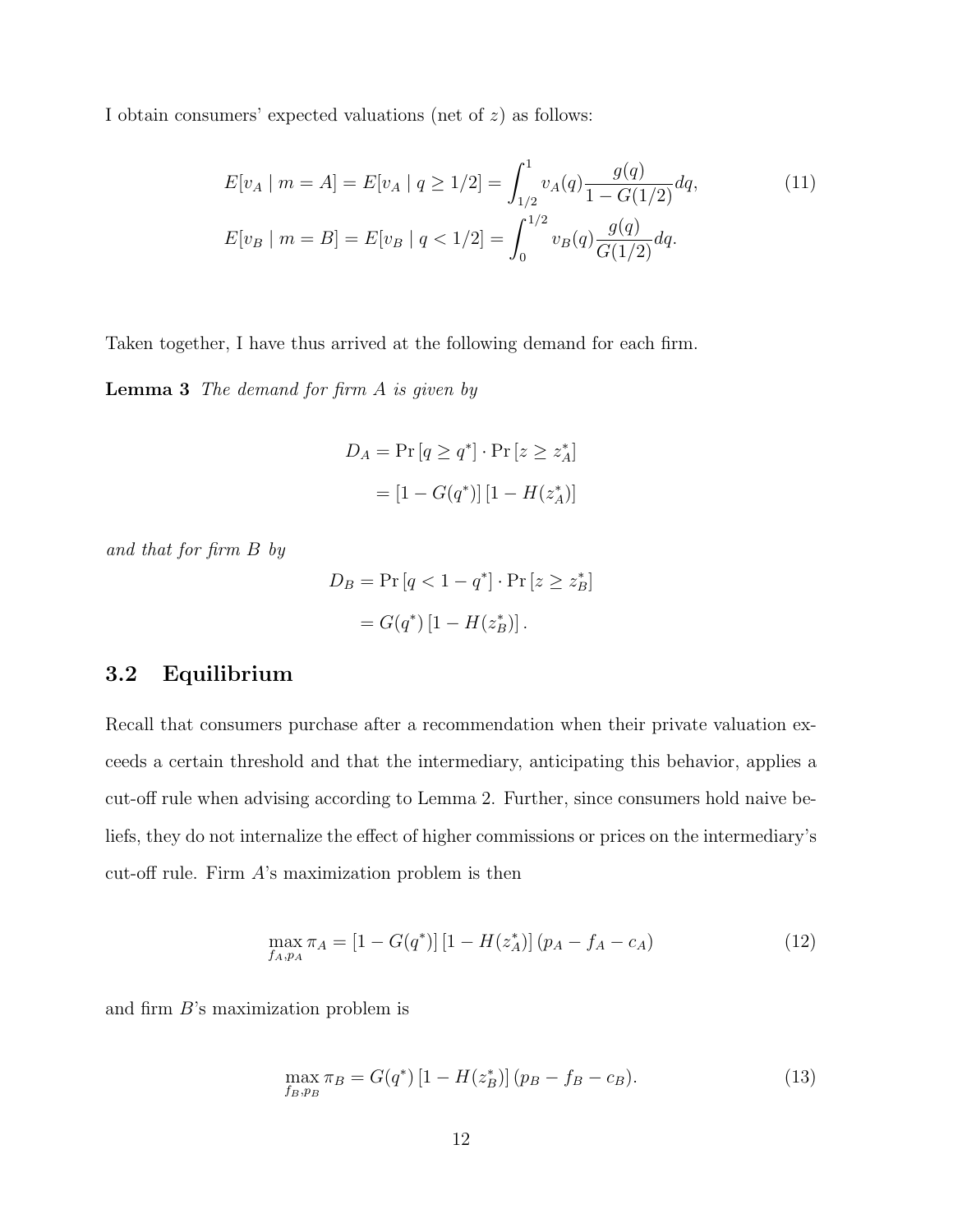I obtain consumers' expected valuations (net of $z$) as follows:

$$
\begin{aligned}
E[v_A \mid m = A] &= E[v_A \mid q \geq 1/2] = \int_{1/2}^{1} v_A(q) \frac{g(q)}{1 - G(1/2)} dq, \\
E[v_B \mid m = B] &= E[v_B \mid q < 1/2] = \int_{0}^{1/2} v_B(q) \frac{g(q)}{G(1/2)} dq.
\end{aligned} \tag{11}
$$

Taken together, I have thus arrived at the following demand for each firm.

**Lemma 3** *The demand for firm A is given by*

$$
\begin{aligned}
D_A &= \Pr\left[q \geq q^*\right] \cdot \Pr\left[z \geq z_A^*\right] \\
&= \left[1 - G(q^*)\right]\left[1 - H(z_A^*)\right]
\end{aligned}
$$

*and that for firm B by*

$$
\begin{aligned}
D_B &= \Pr\left[q < 1 - q^*\right] \cdot \Pr\left[z \geq z_B^*\right] \\
&= G(q^*)\left[1 - H(z_B^*)\right].
\end{aligned}
$$

## 3.2 Equilibrium

Recall that consumers purchase after a recommendation when their private valuation exceeds a certain threshold and that the intermediary, anticipating this behavior, applies a cut-off rule when advising according to Lemma 2. Further, since consumers hold naive beliefs, they do not internalize the effect of higher commissions or prices on the intermediary's cut-off rule. Firm $A$'s maximization problem is then

$$
\max_{f_A, p_A} \pi_A = \left[1 - G(q^*)\right]\left[1 - H(z_A^*)\right](p_A - f_A - c_A) \tag{12}
$$

and firm $B$'s maximization problem is

$$
\max_{f_B, p_B} \pi_B = G(q^*)\left[1 - H(z_B^*)\right](p_B - f_B - c_B). \tag{13}
$$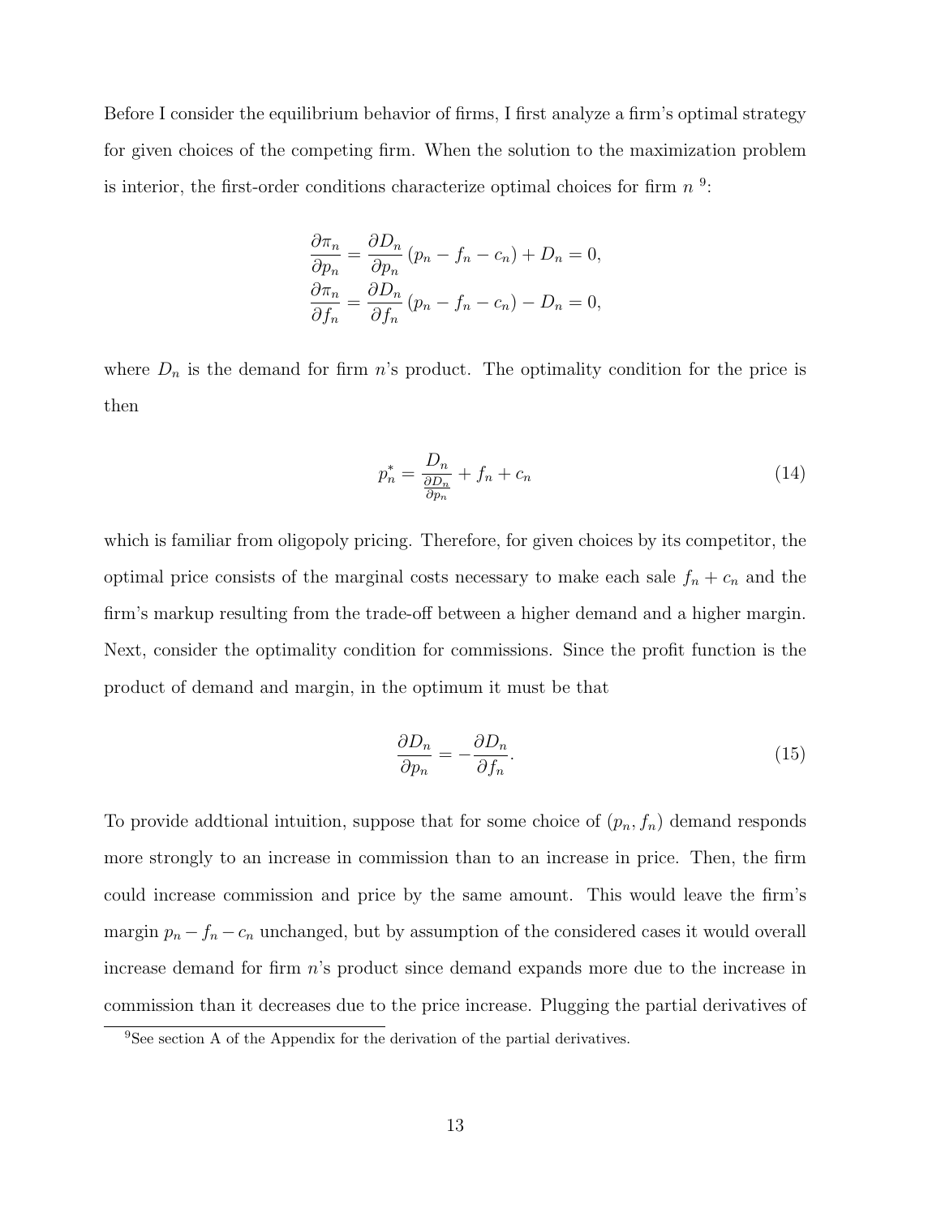Before I consider the equilibrium behavior of firms, I first analyze a firm's optimal strategy for given choices of the competing firm. When the solution to the maximization problem is interior, the first-order conditions characterize optimal choices for firm $n$ [9]:

$$
\begin{aligned}
\frac{\partial \pi_n}{\partial p_n} &= \frac{\partial D_n}{\partial p_n}(p_n - f_n - c_n) + D_n = 0, \\
\frac{\partial \pi_n}{\partial f_n} &= \frac{\partial D_n}{\partial f_n}(p_n - f_n - c_n) - D_n = 0,
\end{aligned}
$$

where $D_n$ is the demand for firm $n$'s product. The optimality condition for the price is then

$$
p_n^* = \frac{D_n}{\frac{\partial D_n}{\partial p_n}} + f_n + c_n \tag{14}
$$

which is familiar from oligopoly pricing. Therefore, for given choices by its competitor, the optimal price consists of the marginal costs necessary to make each sale $f_n + c_n$ and the firm's markup resulting from the trade-off between a higher demand and a higher margin. Next, consider the optimality condition for commissions. Since the profit function is the product of demand and margin, in the optimum it must be that

$$
\frac{\partial D_n}{\partial p_n} = -\frac{\partial D_n}{\partial f_n}. \tag{15}
$$

To provide addtional intuition, suppose that for some choice of $(p_n, f_n)$ demand responds more strongly to an increase in commission than to an increase in price. Then, the firm could increase commission and price by the same amount. This would leave the firm's margin $p_n - f_n - c_n$ unchanged, but by assumption of the considered cases it would overall increase demand for firm $n$'s product since demand expands more due to the increase in commission than it decreases due to the price increase. Plugging the partial derivatives of

[9] See section A of the Appendix for the derivation of the partial derivatives.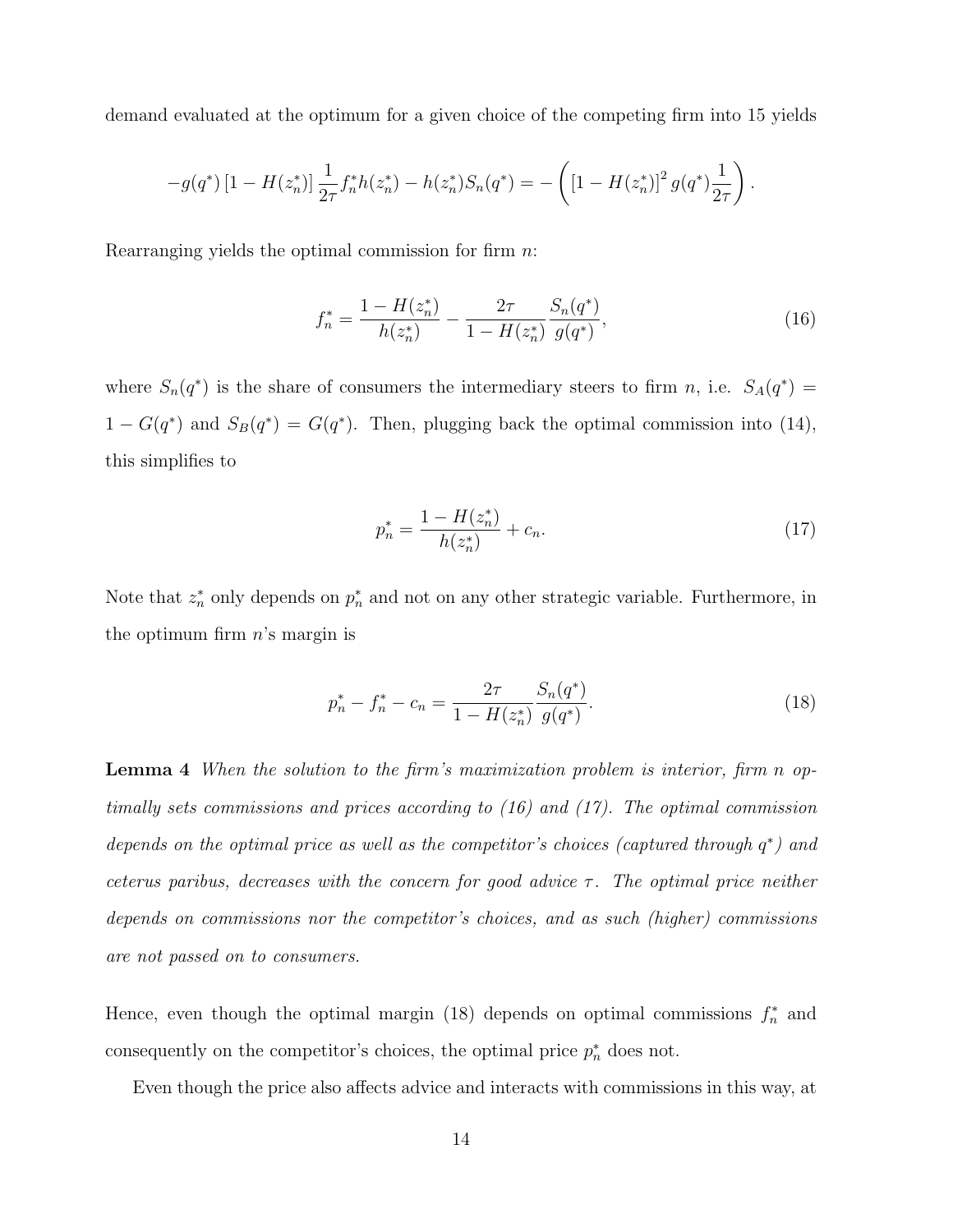demand evaluated at the optimum for a given choice of the competing firm into 15 yields

$$-g(q^*)\left[1 - H(z_n^*)\right]\frac{1}{2\tau}f_n^* h(z_n^*) - h(z_n^*)S_n(q^*) = -\left(\left[1 - H(z_n^*)\right]^2 g(q^*)\frac{1}{2\tau}\right).$$

Rearranging yields the optimal commission for firm $n$:

$$f_n^* = \frac{1 - H(z_n^*)}{h(z_n^*)} - \frac{2\tau}{1 - H(z_n^*)}\frac{S_n(q^*)}{g(q^*)}, \tag{16}$$

where $S_n(q^*)$ is the share of consumers the intermediary steers to firm $n$, i.e. $S_A(q^*) = 1 - G(q^*)$ and $S_B(q^*) = G(q^*)$. Then, plugging back the optimal commission into (14), this simplifies to

$$p_n^* = \frac{1 - H(z_n^*)}{h(z_n^*)} + c_n. \tag{17}$$

Note that $z_n^*$ only depends on $p_n^*$ and not on any other strategic variable. Furthermore, in the optimum firm $n$'s margin is

$$p_n^* - f_n^* - c_n = \frac{2\tau}{1 - H(z_n^*)}\frac{S_n(q^*)}{g(q^*)}. \tag{18}$$

**Lemma 4** *When the solution to the firm's maximization problem is interior, firm $n$ optimally sets commissions and prices according to (16) and (17). The optimal commission depends on the optimal price as well as the competitor's choices (captured through $q^*$) and ceterus paribus, decreases with the concern for good advice $\tau$. The optimal price neither depends on commissions nor the competitor's choices, and as such (higher) commissions are not passed on to consumers.*

Hence, even though the optimal margin (18) depends on optimal commissions $f_n^*$ and consequently on the competitor's choices, the optimal price $p_n^*$ does not.

Even though the price also affects advice and interacts with commissions in this way, at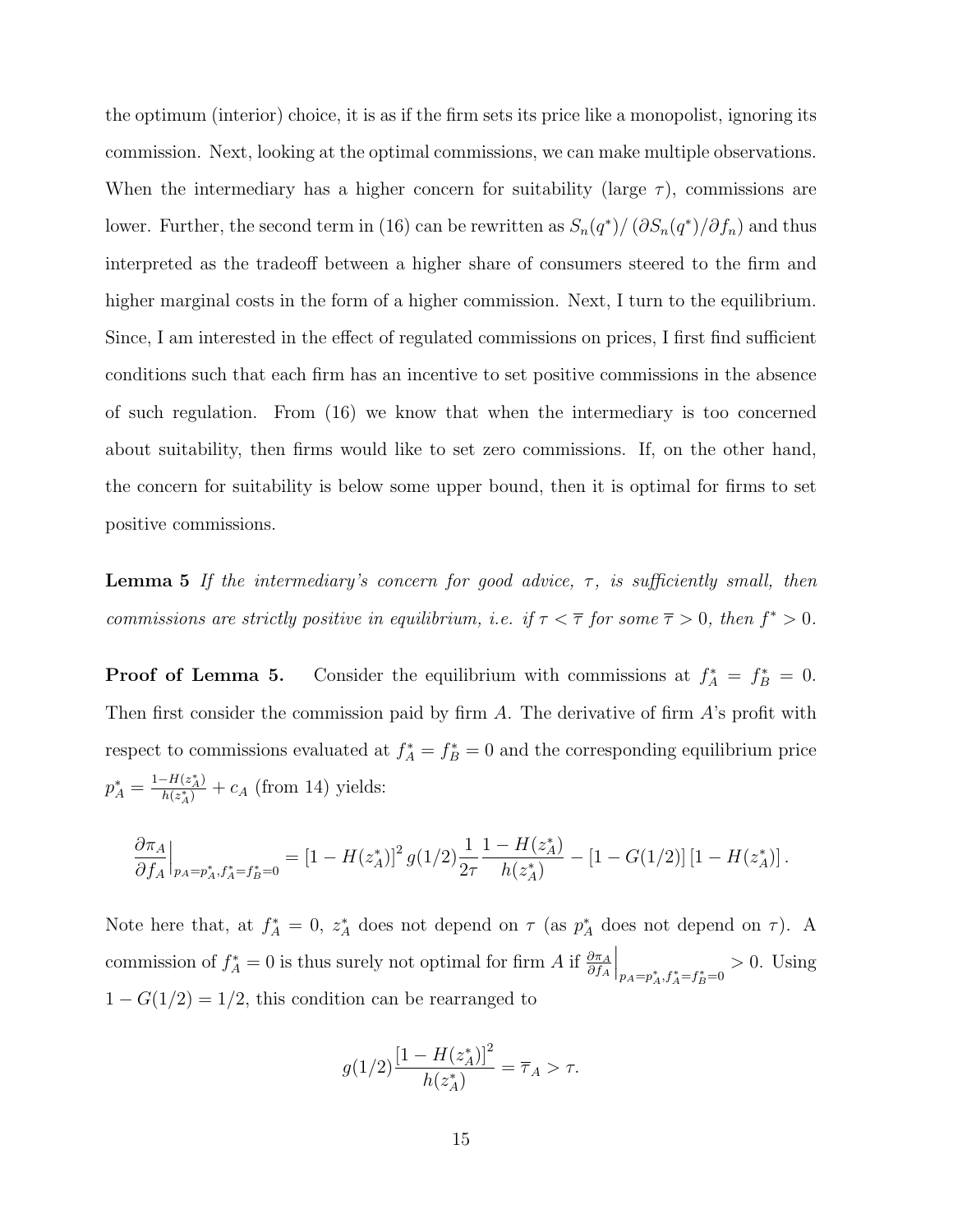the optimum (interior) choice, it is as if the firm sets its price like a monopolist, ignoring its commission. Next, looking at the optimal commissions, we can make multiple observations. When the intermediary has a higher concern for suitability (large $\tau$), commissions are lower. Further, the second term in (16) can be rewritten as $S_n(q^*)/\left(\partial S_n(q^*)/\partial f_n\right)$ and thus interpreted as the tradeoff between a higher share of consumers steered to the firm and higher marginal costs in the form of a higher commission. Next, I turn to the equilibrium. Since, I am interested in the effect of regulated commissions on prices, I first find sufficient conditions such that each firm has an incentive to set positive commissions in the absence of such regulation. From (16) we know that when the intermediary is too concerned about suitability, then firms would like to set zero commissions. If, on the other hand, the concern for suitability is below some upper bound, then it is optimal for firms to set positive commissions.

**Lemma 5** *If the intermediary's concern for good advice, $\tau$, is sufficiently small, then commissions are strictly positive in equilibrium, i.e. if $\tau < \overline{\tau}$ for some $\overline{\tau} > 0$, then $f^* > 0$.*

**Proof of Lemma 5.** Consider the equilibrium with commissions at $f_A^* = f_B^* = 0$. Then first consider the commission paid by firm $A$. The derivative of firm $A$'s profit with respect to commissions evaluated at $f_A^* = f_B^* = 0$ and the corresponding equilibrium price $p_A^* = \frac{1-H(z_A^*)}{h(z_A^*)} + c_A$ (from 14) yields:

$$\left.\frac{\partial \pi_A}{\partial f_A}\right|_{p_A = p_A^*, f_A^* = f_B^* = 0} = \left[1 - H(z_A^*)\right]^2 g(1/2) \frac{1}{2\tau} \frac{1 - H(z_A^*)}{h(z_A^*)} - \left[1 - G(1/2)\right]\left[1 - H(z_A^*)\right].$$

Note here that, at $f_A^* = 0$, $z_A^*$ does not depend on $\tau$ (as $p_A^*$ does not depend on $\tau$). A commission of $f_A^* = 0$ is thus surely not optimal for firm $A$ if $\left.\frac{\partial \pi_A}{\partial f_A}\right|_{p_A = p_A^*, f_A^* = f_B^* = 0} > 0$. Using $1 - G(1/2) = 1/2$, this condition can be rearranged to

$$g(1/2)\frac{\left[1 - H(z_A^*)\right]^2}{h(z_A^*)} = \overline{\tau}_A > \tau.$$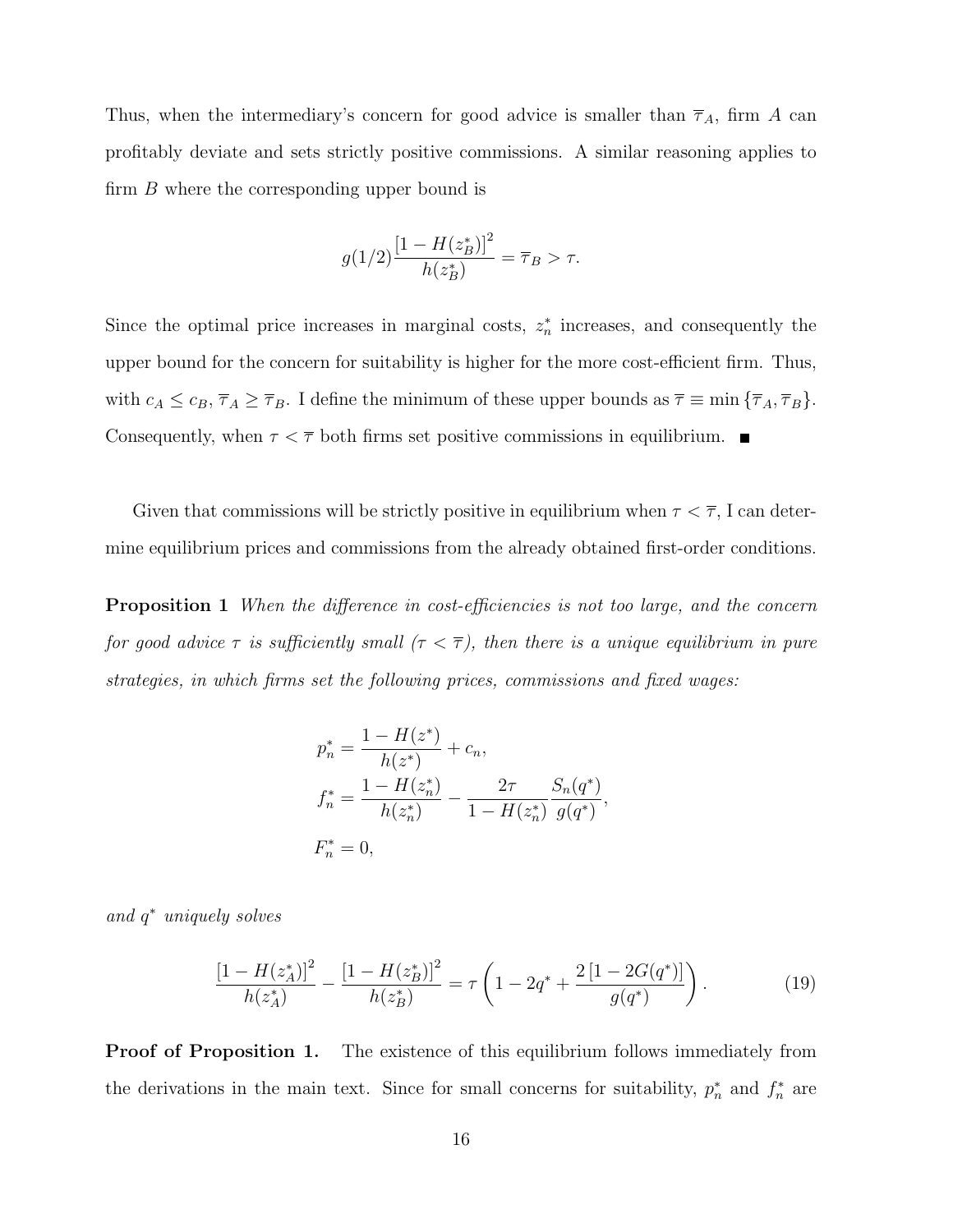Thus, when the intermediary's concern for good advice is smaller than $\overline{\tau}_A$, firm $A$ can profitably deviate and sets strictly positive commissions. A similar reasoning applies to firm $B$ where the corresponding upper bound is

$$g(1/2)\frac{[1-H(z_B^*)]^2}{h(z_B^*)} = \overline{\tau}_B > \tau.$$

Since the optimal price increases in marginal costs, $z_n^*$ increases, and consequently the upper bound for the concern for suitability is higher for the more cost-efficient firm. Thus, with $c_A \leq c_B$, $\overline{\tau}_A \geq \overline{\tau}_B$. I define the minimum of these upper bounds as $\overline{\tau} \equiv \min\{\overline{\tau}_A, \overline{\tau}_B\}$. Consequently, when $\tau < \overline{\tau}$ both firms set positive commissions in equilibrium. ■

Given that commissions will be strictly positive in equilibrium when $\tau < \overline{\tau}$, I can determine equilibrium prices and commissions from the already obtained first-order conditions.

**Proposition 1** *When the difference in cost-efficiencies is not too large, and the concern for good advice $\tau$ is sufficiently small ($\tau < \overline{\tau}$), then there is a unique equilibrium in pure strategies, in which firms set the following prices, commissions and fixed wages:*

$$p_n^* = \frac{1-H(z^*)}{h(z^*)} + c_n,$$
$$f_n^* = \frac{1-H(z_n^*)}{h(z_n^*)} - \frac{2\tau}{1-H(z_n^*)}\frac{S_n(q^*)}{g(q^*)},$$
$$F_n^* = 0,$$

*and $q^*$ uniquely solves*

$$\frac{[1-H(z_A^*)]^2}{h(z_A^*)} - \frac{[1-H(z_B^*)]^2}{h(z_B^*)} = \tau\left(1 - 2q^* + \frac{2\,[1-2G(q^*)]}{g(q^*)}\right). \tag{19}$$

**Proof of Proposition 1.** The existence of this equilibrium follows immediately from the derivations in the main text. Since for small concerns for suitability, $p_n^*$ and $f_n^*$ are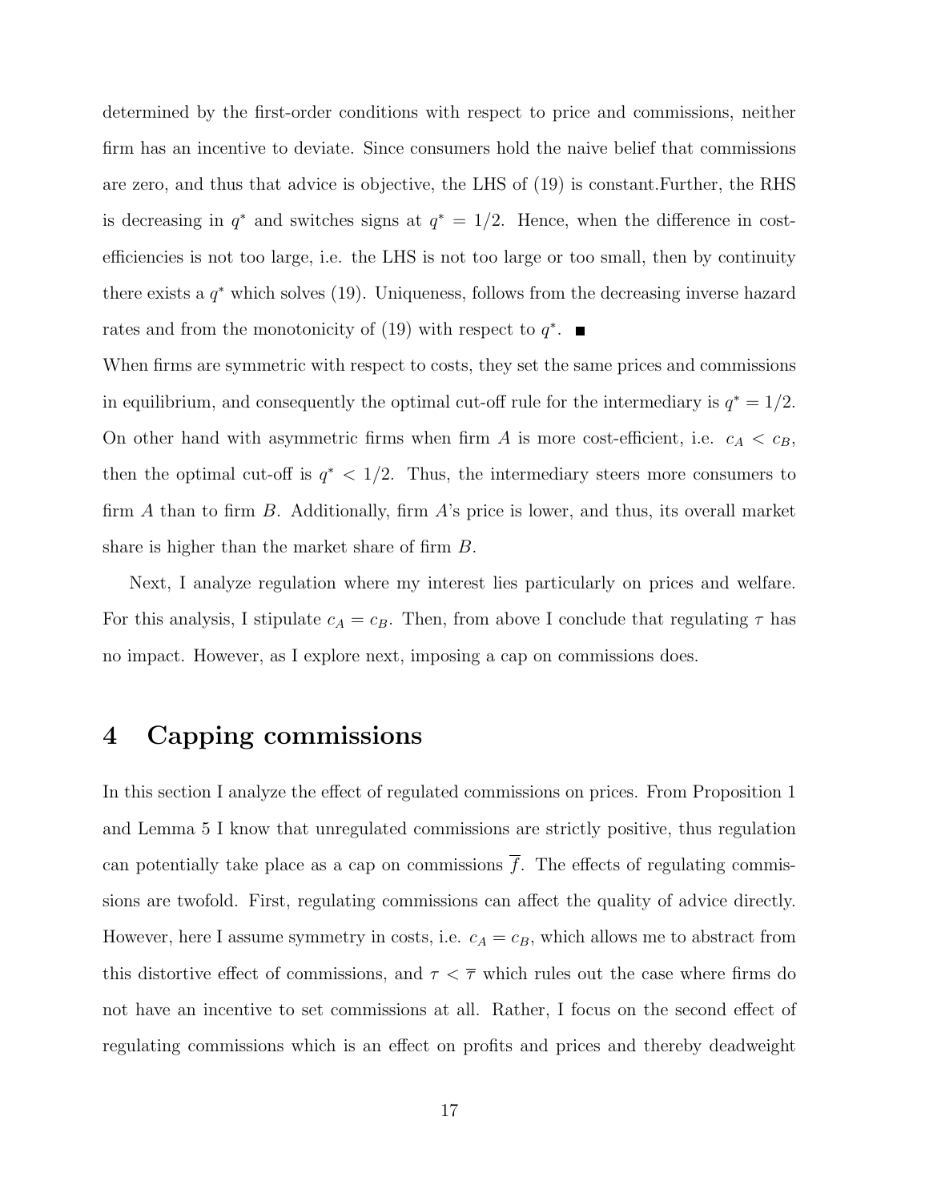determined by the first-order conditions with respect to price and commissions, neither firm has an incentive to deviate. Since consumers hold the naive belief that commissions are zero, and thus that advice is objective, the LHS of (19) is constant.Further, the RHS is decreasing in $q^*$ and switches signs at $q^* = 1/2$. Hence, when the difference in cost-efficiencies is not too large, i.e. the LHS is not too large or too small, then by continuity there exists a $q^*$ which solves (19). Uniqueness, follows from the decreasing inverse hazard rates and from the monotonicity of (19) with respect to $q^*$. ■

When firms are symmetric with respect to costs, they set the same prices and commissions in equilibrium, and consequently the optimal cut-off rule for the intermediary is $q^* = 1/2$. On other hand with asymmetric firms when firm $A$ is more cost-efficient, i.e. $c_A < c_B$, then the optimal cut-off is $q^* < 1/2$. Thus, the intermediary steers more consumers to firm $A$ than to firm $B$. Additionally, firm $A$'s price is lower, and thus, its overall market share is higher than the market share of firm $B$.

Next, I analyze regulation where my interest lies particularly on prices and welfare. For this analysis, I stipulate $c_A = c_B$. Then, from above I conclude that regulating $\tau$ has no impact. However, as I explore next, imposing a cap on commissions does.

# 4 Capping commissions

In this section I analyze the effect of regulated commissions on prices. From Proposition 1 and Lemma 5 I know that unregulated commissions are strictly positive, thus regulation can potentially take place as a cap on commissions $\overline{f}$. The effects of regulating commissions are twofold. First, regulating commissions can affect the quality of advice directly. However, here I assume symmetry in costs, i.e. $c_A = c_B$, which allows me to abstract from this distortive effect of commissions, and $\tau < \overline{\tau}$ which rules out the case where firms do not have an incentive to set commissions at all. Rather, I focus on the second effect of regulating commissions which is an effect on profits and prices and thereby deadweight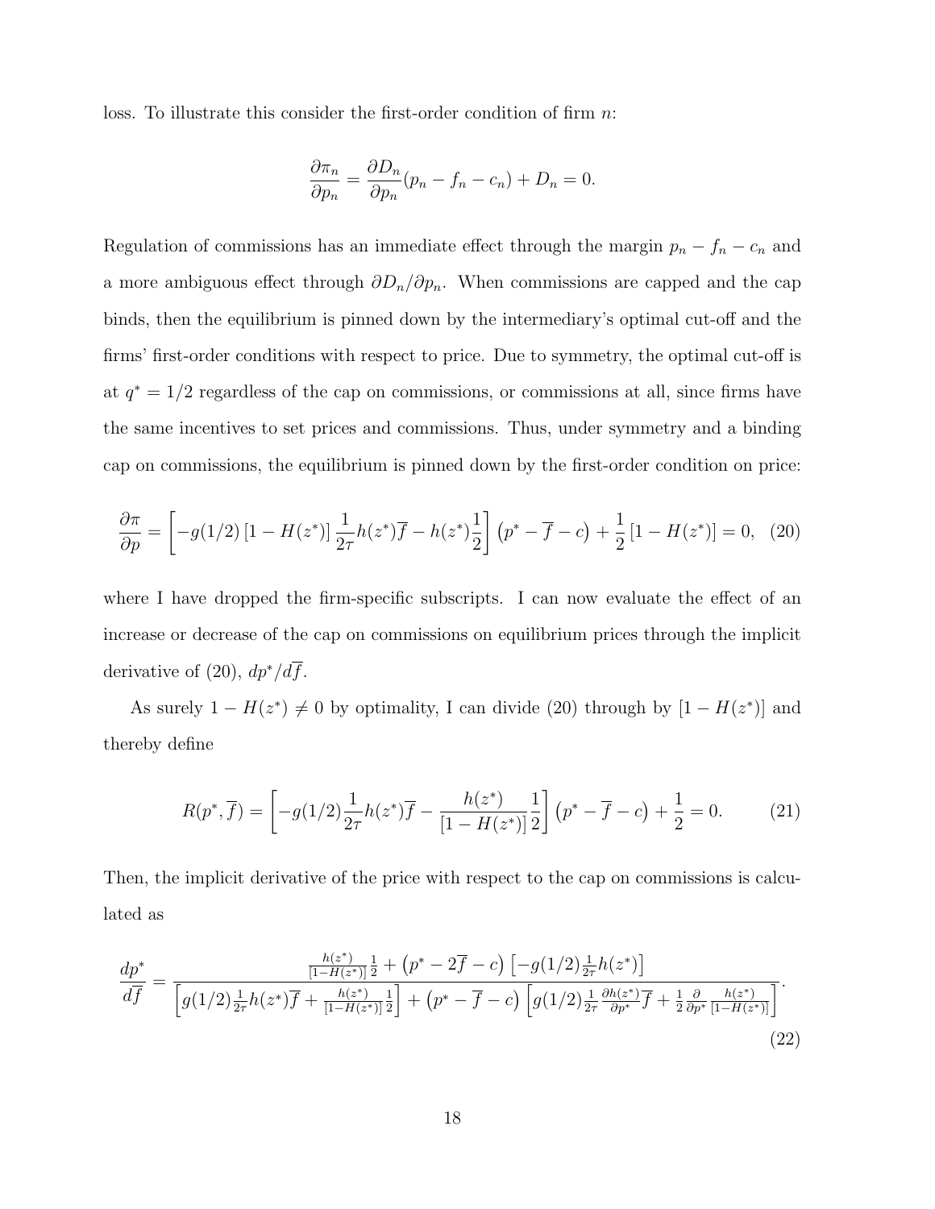loss. To illustrate this consider the first-order condition of firm $n$:

$$\frac{\partial \pi_n}{\partial p_n} = \frac{\partial D_n}{\partial p_n}(p_n - f_n - c_n) + D_n = 0.$$

Regulation of commissions has an immediate effect through the margin $p_n - f_n - c_n$ and a more ambiguous effect through $\partial D_n / \partial p_n$. When commissions are capped and the cap binds, then the equilibrium is pinned down by the intermediary's optimal cut-off and the firms' first-order conditions with respect to price. Due to symmetry, the optimal cut-off is at $q^* = 1/2$ regardless of the cap on commissions, or commissions at all, since firms have the same incentives to set prices and commissions. Thus, under symmetry and a binding cap on commissions, the equilibrium is pinned down by the first-order condition on price:

$$\frac{\partial \pi}{\partial p} = \left[ -g(1/2)\left[1 - H(z^*)\right] \frac{1}{2\tau} h(z^*)\overline{f} - h(z^*)\frac{1}{2} \right] \left(p^* - \overline{f} - c\right) + \frac{1}{2}\left[1 - H(z^*)\right] = 0, \quad (20)$$

where I have dropped the firm-specific subscripts. I can now evaluate the effect of an increase or decrease of the cap on commissions on equilibrium prices through the implicit derivative of (20), $dp^*/d\overline{f}$.

As surely $1 - H(z^*) \neq 0$ by optimality, I can divide (20) through by $[1 - H(z^*)]$ and thereby define

$$R(p^*, \overline{f}) = \left[ -g(1/2)\frac{1}{2\tau} h(z^*)\overline{f} - \frac{h(z^*)}{[1 - H(z^*)]}\frac{1}{2} \right] \left(p^* - \overline{f} - c\right) + \frac{1}{2} = 0. \quad (21)$$

Then, the implicit derivative of the price with respect to the cap on commissions is calculated as

$$\frac{dp^*}{d\overline{f}} = \frac{\frac{h(z^*)}{[1-H(z^*)]}\frac{1}{2} + \left(p^* - 2\overline{f} - c\right)\left[-g(1/2)\frac{1}{2\tau}h(z^*)\right]}{\left[g(1/2)\frac{1}{2\tau}h(z^*)\overline{f} + \frac{h(z^*)}{[1-H(z^*)]}\frac{1}{2}\right] + \left(p^* - \overline{f} - c\right)\left[g(1/2)\frac{1}{2\tau}\frac{\partial h(z^*)}{\partial p^*}\overline{f} + \frac{1}{2}\frac{\partial}{\partial p^*}\frac{h(z^*)}{[1-H(z^*)]}\right]}. \quad (22)$$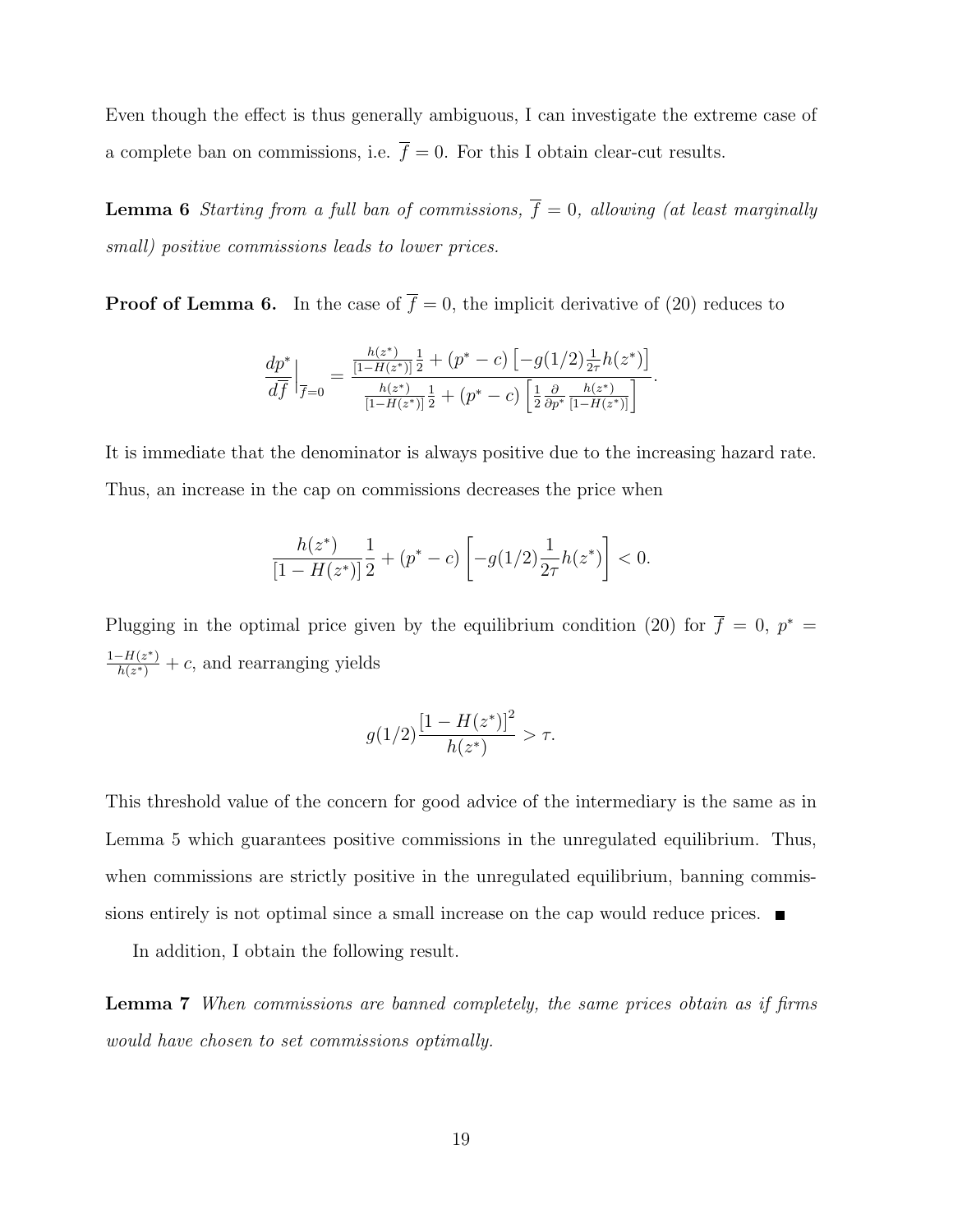Even though the effect is thus generally ambiguous, I can investigate the extreme case of a complete ban on commissions, i.e. $\overline{f} = 0$. For this I obtain clear-cut results.

**Lemma 6** *Starting from a full ban of commissions, $\overline{f} = 0$, allowing (at least marginally small) positive commissions leads to lower prices.*

**Proof of Lemma 6.** In the case of $\overline{f} = 0$, the implicit derivative of (20) reduces to

$$\frac{dp^*}{d\overline{f}}\bigg|_{\overline{f}=0} = \frac{\frac{h(z^*)}{[1-H(z^*)]}\frac{1}{2} + (p^* - c)\left[-g(1/2)\frac{1}{2\tau}h(z^*)\right]}{\frac{h(z^*)}{[1-H(z^*)]}\frac{1}{2} + (p^* - c)\left[\frac{1}{2}\frac{\partial}{\partial p^*}\frac{h(z^*)}{[1-H(z^*)]}\right]}.$$

It is immediate that the denominator is always positive due to the increasing hazard rate. Thus, an increase in the cap on commissions decreases the price when

$$\frac{h(z^*)}{[1-H(z^*)]}\frac{1}{2} + (p^* - c)\left[-g(1/2)\frac{1}{2\tau}h(z^*)\right] < 0.$$

Plugging in the optimal price given by the equilibrium condition (20) for $\overline{f} = 0$, $p^* = \frac{1-H(z^*)}{h(z^*)} + c$, and rearranging yields

$$g(1/2)\frac{[1-H(z^*)]^2}{h(z^*)} > \tau.$$

This threshold value of the concern for good advice of the intermediary is the same as in Lemma 5 which guarantees positive commissions in the unregulated equilibrium. Thus, when commissions are strictly positive in the unregulated equilibrium, banning commissions entirely is not optimal since a small increase on the cap would reduce prices. ■

In addition, I obtain the following result.

**Lemma 7** *When commissions are banned completely, the same prices obtain as if firms would have chosen to set commissions optimally.*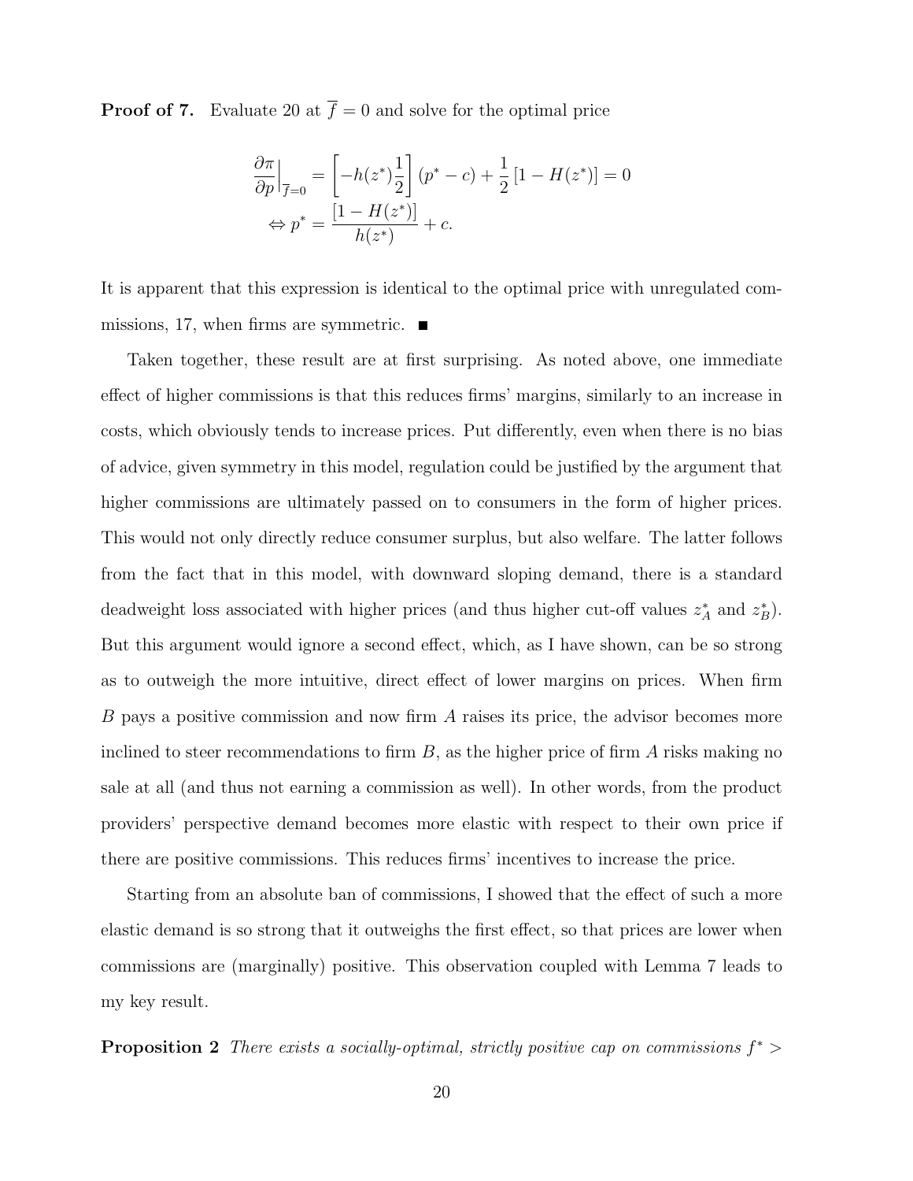**Proof of 7.** Evaluate 20 at $\overline{f} = 0$ and solve for the optimal price

$$\frac{\partial \pi}{\partial p}\Big|_{\overline{f}=0} = \left[-h(z^*)\frac{1}{2}\right](p^* - c) + \frac{1}{2}\left[1 - H(z^*)\right] = 0$$
$$\Leftrightarrow p^* = \frac{[1 - H(z^*)]}{h(z^*)} + c.$$

It is apparent that this expression is identical to the optimal price with unregulated commissions, 17, when firms are symmetric. ■

Taken together, these result are at first surprising. As noted above, one immediate effect of higher commissions is that this reduces firms' margins, similarly to an increase in costs, which obviously tends to increase prices. Put differently, even when there is no bias of advice, given symmetry in this model, regulation could be justified by the argument that higher commissions are ultimately passed on to consumers in the form of higher prices. This would not only directly reduce consumer surplus, but also welfare. The latter follows from the fact that in this model, with downward sloping demand, there is a standard deadweight loss associated with higher prices (and thus higher cut-off values $z_A^*$ and $z_B^*$). But this argument would ignore a second effect, which, as I have shown, can be so strong as to outweigh the more intuitive, direct effect of lower margins on prices. When firm $B$ pays a positive commission and now firm $A$ raises its price, the advisor becomes more inclined to steer recommendations to firm $B$, as the higher price of firm $A$ risks making no sale at all (and thus not earning a commission as well). In other words, from the product providers' perspective demand becomes more elastic with respect to their own price if there are positive commissions. This reduces firms' incentives to increase the price.

Starting from an absolute ban of commissions, I showed that the effect of such a more elastic demand is so strong that it outweighs the first effect, so that prices are lower when commissions are (marginally) positive. This observation coupled with Lemma 7 leads to my key result.

**Proposition 2** *There exists a socially-optimal, strictly positive cap on commissions $f^* >$*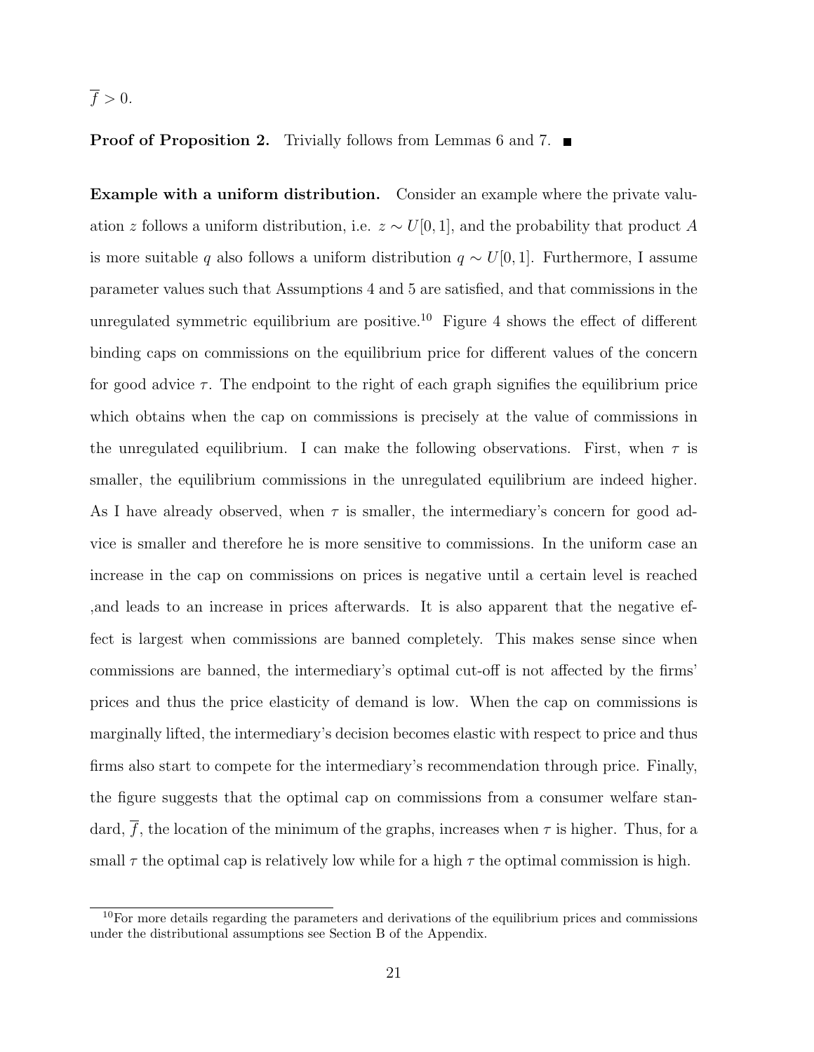$\overline{f} > 0$.

**Proof of Proposition 2.** Trivially follows from Lemmas 6 and 7. ■

**Example with a uniform distribution.** Consider an example where the private valuation $z$ follows a uniform distribution, i.e. $z \sim U[0, 1]$, and the probability that product $A$ is more suitable $q$ also follows a uniform distribution $q \sim U[0, 1]$. Furthermore, I assume parameter values such that Assumptions 4 and 5 are satisfied, and that commissions in the unregulated symmetric equilibrium are positive.[10] Figure 4 shows the effect of different binding caps on commissions on the equilibrium price for different values of the concern for good advice $\tau$. The endpoint to the right of each graph signifies the equilibrium price which obtains when the cap on commissions is precisely at the value of commissions in the unregulated equilibrium. I can make the following observations. First, when $\tau$ is smaller, the equilibrium commissions in the unregulated equilibrium are indeed higher. As I have already observed, when $\tau$ is smaller, the intermediary's concern for good advice is smaller and therefore he is more sensitive to commissions. In the uniform case an increase in the cap on commissions on prices is negative until a certain level is reached ,and leads to an increase in prices afterwards. It is also apparent that the negative effect is largest when commissions are banned completely. This makes sense since when commissions are banned, the intermediary's optimal cut-off is not affected by the firms' prices and thus the price elasticity of demand is low. When the cap on commissions is marginally lifted, the intermediary's decision becomes elastic with respect to price and thus firms also start to compete for the intermediary's recommendation through price. Finally, the figure suggests that the optimal cap on commissions from a consumer welfare standard, $\overline{f}$, the location of the minimum of the graphs, increases when $\tau$ is higher. Thus, for a small $\tau$ the optimal cap is relatively low while for a high $\tau$ the optimal commission is high.

[10] For more details regarding the parameters and derivations of the equilibrium prices and commissions under the distributional assumptions see Section B of the Appendix.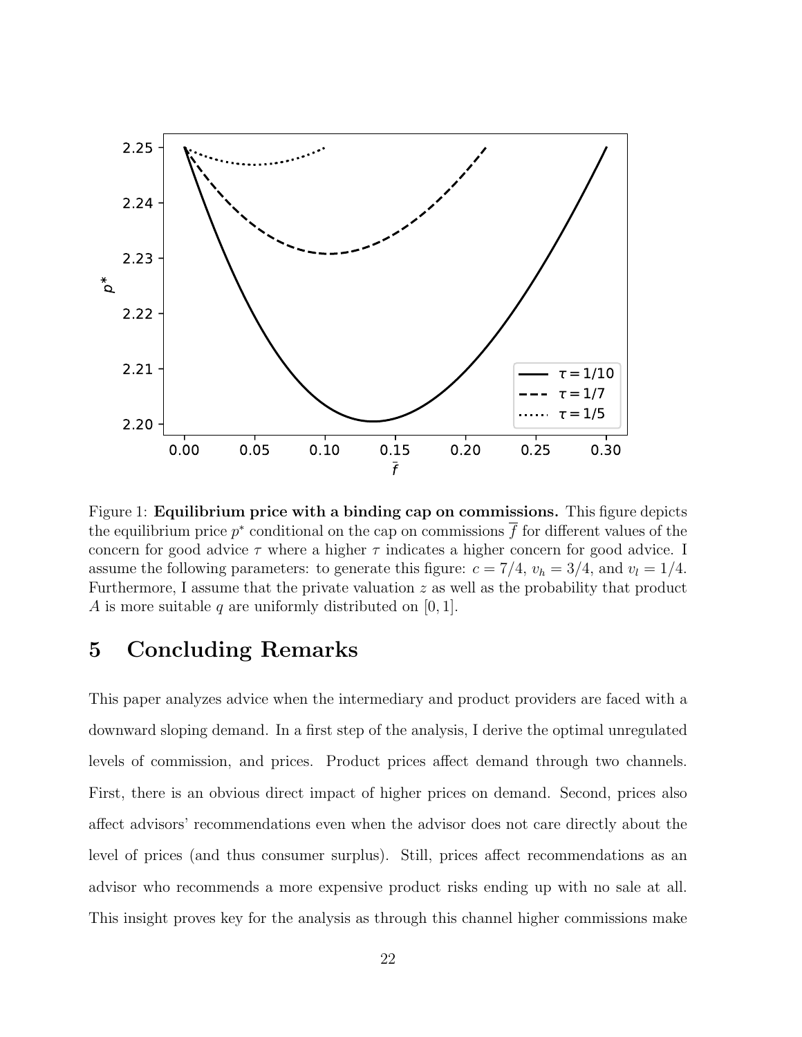Figure 1: **Equilibrium price with a binding cap on commissions.** This figure depicts the equilibrium price $p^*$ conditional on the cap on commissions $\overline{f}$ for different values of the concern for good advice $\tau$ where a higher $\tau$ indicates a higher concern for good advice. I assume the following parameters: to generate this figure: $c = 7/4$, $v_h = 3/4$, and $v_l = 1/4$. Furthermore, I assume that the private valuation $z$ as well as the probability that product $A$ is more suitable $q$ are uniformly distributed on $[0, 1]$.

# 5 Concluding Remarks

This paper analyzes advice when the intermediary and product providers are faced with a downward sloping demand. In a first step of the analysis, I derive the optimal unregulated levels of commission, and prices. Product prices affect demand through two channels. First, there is an obvious direct impact of higher prices on demand. Second, prices also affect advisors' recommendations even when the advisor does not care directly about the level of prices (and thus consumer surplus). Still, prices affect recommendations as an advisor who recommends a more expensive product risks ending up with no sale at all. This insight proves key for the analysis as through this channel higher commissions make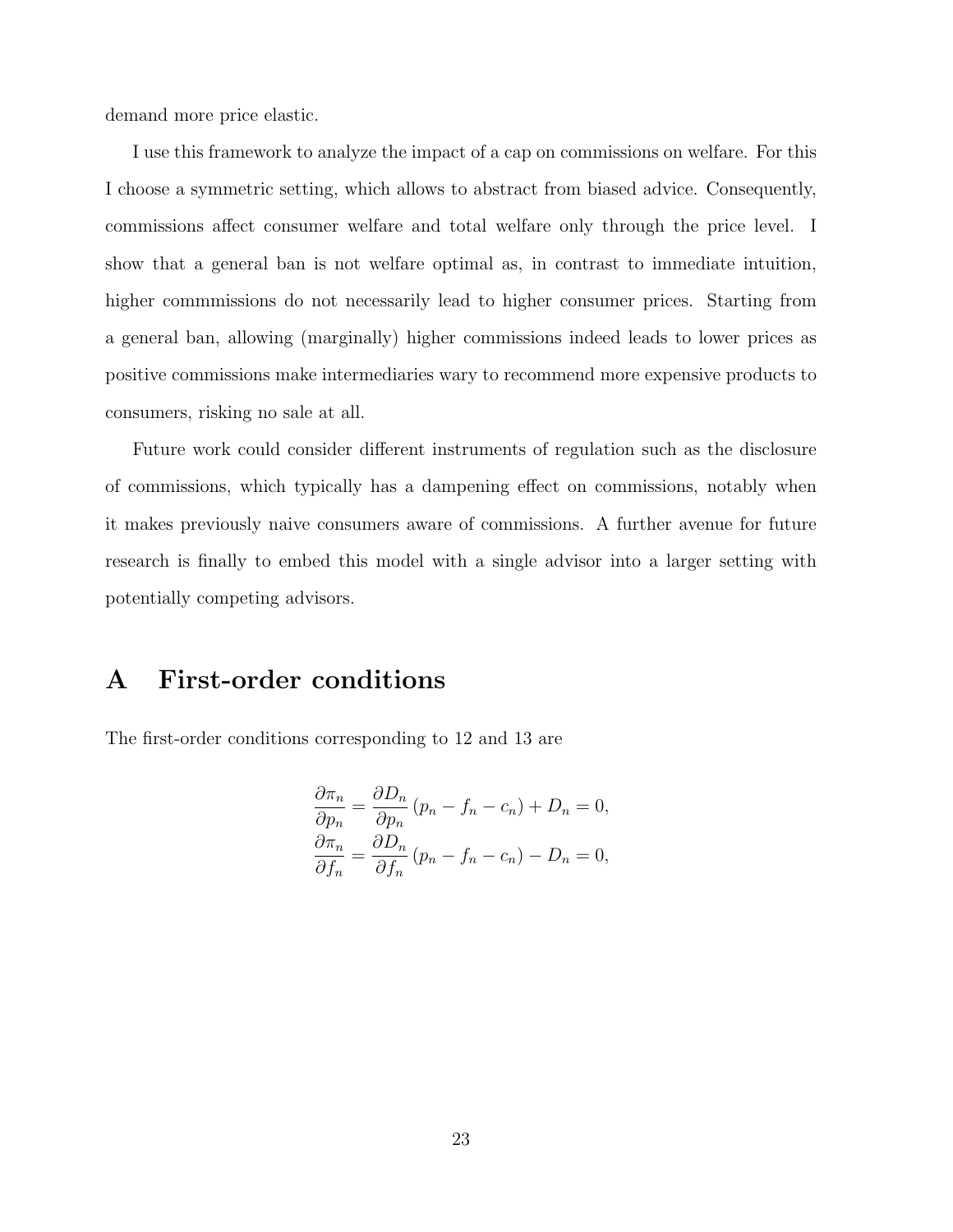demand more price elastic.

I use this framework to analyze the impact of a cap on commissions on welfare. For this I choose a symmetric setting, which allows to abstract from biased advice. Consequently, commissions affect consumer welfare and total welfare only through the price level. I show that a general ban is not welfare optimal as, in contrast to immediate intuition, higher commmissions do not necessarily lead to higher consumer prices. Starting from a general ban, allowing (marginally) higher commissions indeed leads to lower prices as positive commissions make intermediaries wary to recommend more expensive products to consumers, risking no sale at all.

Future work could consider different instruments of regulation such as the disclosure of commissions, which typically has a dampening effect on commissions, notably when it makes previously naive consumers aware of commissions. A further avenue for future research is finally to embed this model with a single advisor into a larger setting with potentially competing advisors.

# A First-order conditions

The first-order conditions corresponding to 12 and 13 are

$$
\begin{aligned}
\frac{\partial \pi_n}{\partial p_n} &= \frac{\partial D_n}{\partial p_n}\left(p_n - f_n - c_n\right) + D_n = 0, \\
\frac{\partial \pi_n}{\partial f_n} &= \frac{\partial D_n}{\partial f_n}\left(p_n - f_n - c_n\right) - D_n = 0,
\end{aligned}
$$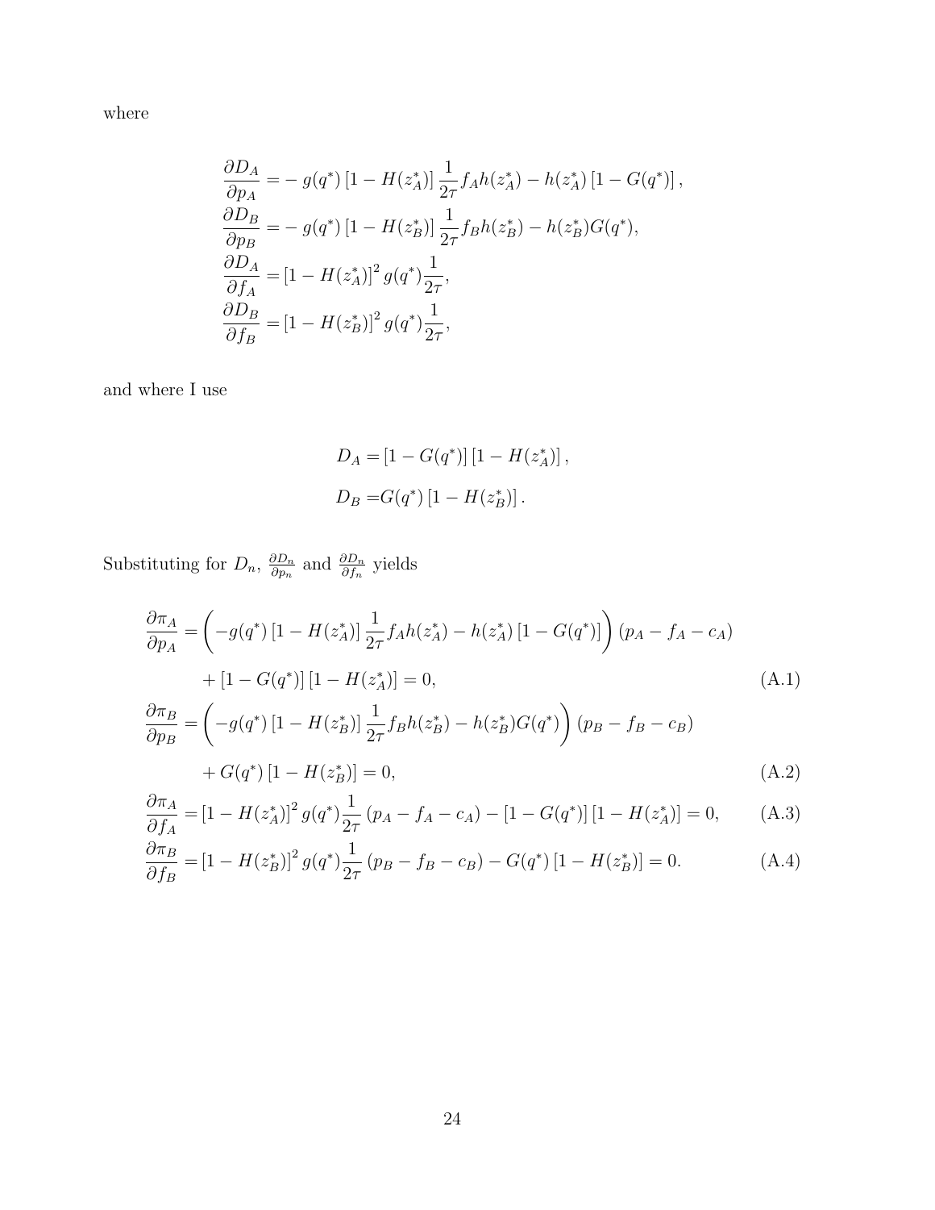where

$$
\begin{aligned}
\frac{\partial D_A}{\partial p_A} &= -\, g(q^*) \left[1 - H(z_A^*)\right] \frac{1}{2\tau} f_A h(z_A^*) - h(z_A^*) \left[1 - G(q^*)\right], \\
\frac{\partial D_B}{\partial p_B} &= -\, g(q^*) \left[1 - H(z_B^*)\right] \frac{1}{2\tau} f_B h(z_B^*) - h(z_B^*) G(q^*), \\
\frac{\partial D_A}{\partial f_A} &= \left[1 - H(z_A^*)\right]^2 g(q^*) \frac{1}{2\tau}, \\
\frac{\partial D_B}{\partial f_B} &= \left[1 - H(z_B^*)\right]^2 g(q^*) \frac{1}{2\tau},
\end{aligned}
$$

and where I use

$$
\begin{aligned}
D_A &= \left[1 - G(q^*)\right] \left[1 - H(z_A^*)\right], \\
D_B &= G(q^*) \left[1 - H(z_B^*)\right].
\end{aligned}
$$

Substituting for $D_n$, $\frac{\partial D_n}{\partial p_n}$ and $\frac{\partial D_n}{\partial f_n}$ yields

$$
\begin{aligned}
\frac{\partial \pi_A}{\partial p_A} =& \left( -g(q^*) \left[1 - H(z_A^*)\right] \frac{1}{2\tau} f_A h(z_A^*) - h(z_A^*) \left[1 - G(q^*)\right] \right) (p_A - f_A - c_A) \\
&+ \left[1 - G(q^*)\right] \left[1 - H(z_A^*)\right] = 0, \qquad \text{(A.1)} \\
\frac{\partial \pi_B}{\partial p_B} =& \left( -g(q^*) \left[1 - H(z_B^*)\right] \frac{1}{2\tau} f_B h(z_B^*) - h(z_B^*) G(q^*) \right) (p_B - f_B - c_B) \\
&+ G(q^*) \left[1 - H(z_B^*)\right] = 0, \qquad \text{(A.2)} \\
\frac{\partial \pi_A}{\partial f_A} =& \left[1 - H(z_A^*)\right]^2 g(q^*) \frac{1}{2\tau} (p_A - f_A - c_A) - \left[1 - G(q^*)\right] \left[1 - H(z_A^*)\right] = 0, \qquad \text{(A.3)} \\
\frac{\partial \pi_B}{\partial f_B} =& \left[1 - H(z_B^*)\right]^2 g(q^*) \frac{1}{2\tau} (p_B - f_B - c_B) - G(q^*) \left[1 - H(z_B^*)\right] = 0. \qquad \text{(A.4)}
\end{aligned}
$$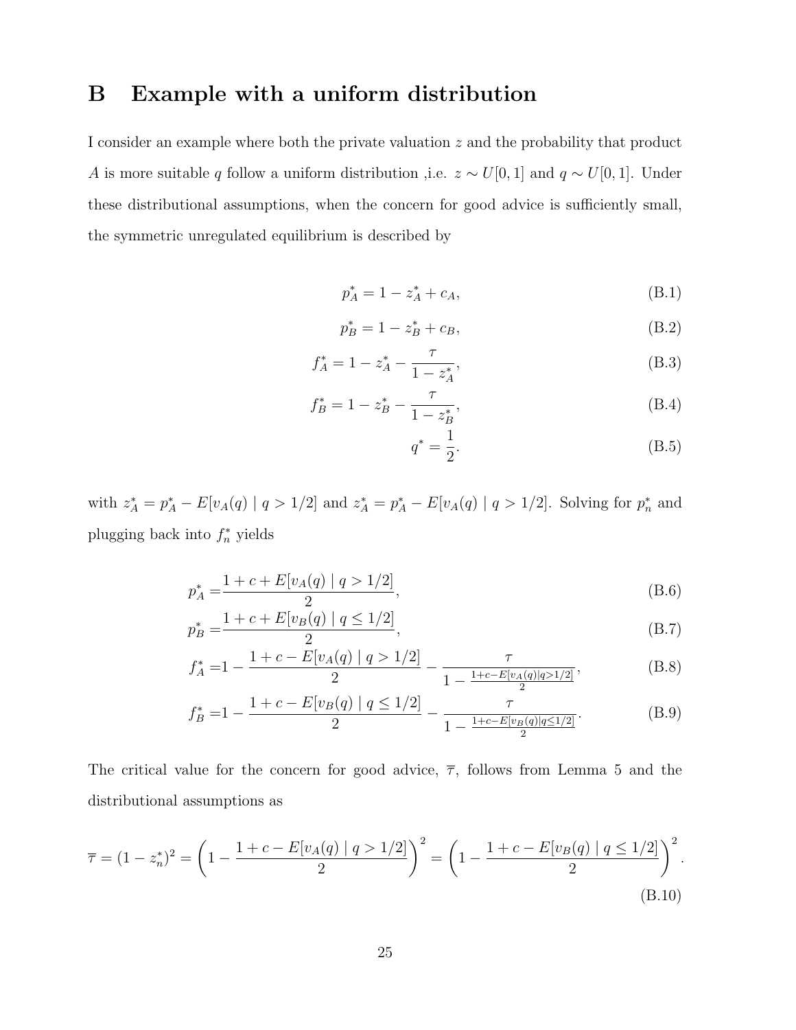# B Example with a uniform distribution

I consider an example where both the private valuation $z$ and the probability that product $A$ is more suitable $q$ follow a uniform distribution ,i.e. $z \sim U[0,1]$ and $q \sim U[0,1]$. Under these distributional assumptions, when the concern for good advice is sufficiently small, the symmetric unregulated equilibrium is described by

$$p_A^* = 1 - z_A^* + c_A, \tag{B.1}$$

$$p_B^* = 1 - z_B^* + c_B, \tag{B.2}$$

$$f_A^* = 1 - z_A^* - \frac{\tau}{1 - z_A^*}, \tag{B.3}$$

$$f_B^* = 1 - z_B^* - \frac{\tau}{1 - z_B^*}, \tag{B.4}$$

$$q^* = \frac{1}{2}. \tag{B.5}$$

with $z_A^* = p_A^* - E[v_A(q) \mid q > 1/2]$ and $z_A^* = p_A^* - E[v_A(q) \mid q > 1/2]$. Solving for $p_n^*$ and plugging back into $f_n^*$ yields

$$p_A^* = \frac{1 + c + E[v_A(q) \mid q > 1/2]}{2}, \tag{B.6}$$

$$p_B^* = \frac{1 + c + E[v_B(q) \mid q \leq 1/2]}{2}, \tag{B.7}$$

$$f_A^* = 1 - \frac{1 + c - E[v_A(q) \mid q > 1/2]}{2} - \frac{\tau}{1 - \frac{1+c-E[v_A(q)|q>1/2]}{2}}, \tag{B.8}$$

$$f_B^* = 1 - \frac{1 + c - E[v_B(q) \mid q \leq 1/2]}{2} - \frac{\tau}{1 - \frac{1+c-E[v_B(q)|q\leq 1/2]}{2}}. \tag{B.9}$$

The critical value for the concern for good advice, $\overline{\tau}$, follows from Lemma 5 and the distributional assumptions as

$$\overline{\tau} = (1 - z_n^*)^2 = \left(1 - \frac{1 + c - E[v_A(q) \mid q > 1/2]}{2}\right)^2 = \left(1 - \frac{1 + c - E[v_B(q) \mid q \leq 1/2]}{2}\right)^2. \tag{B.10}$$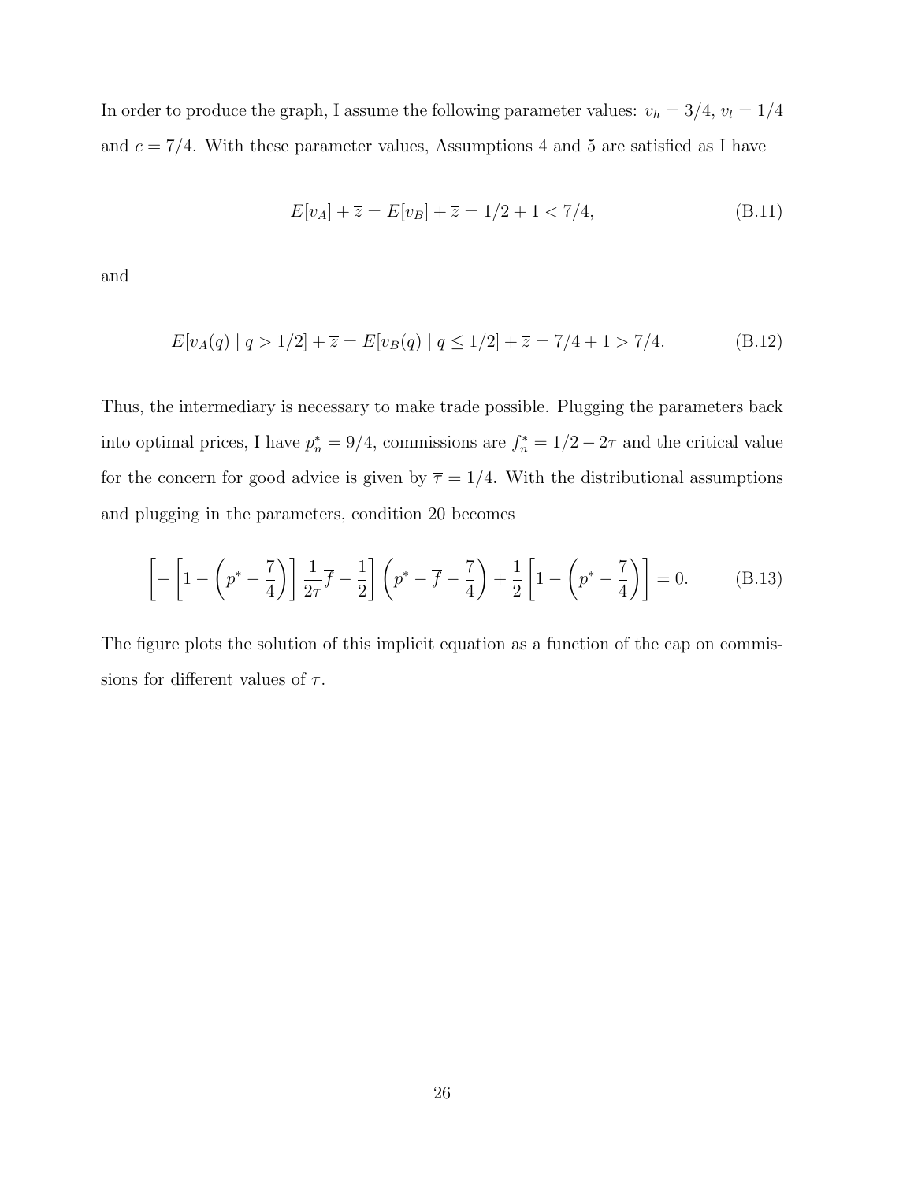In order to produce the graph, I assume the following parameter values: $v_h = 3/4$, $v_l = 1/4$ and $c = 7/4$. With these parameter values, Assumptions 4 and 5 are satisfied as I have

$$E[v_A] + \overline{z} = E[v_B] + \overline{z} = 1/2 + 1 < 7/4, \tag{B.11}$$

and

$$E[v_A(q) \mid q > 1/2] + \overline{z} = E[v_B(q) \mid q \leq 1/2] + \overline{z} = 7/4 + 1 > 7/4. \tag{B.12}$$

Thus, the intermediary is necessary to make trade possible. Plugging the parameters back into optimal prices, I have $p_n^* = 9/4$, commissions are $f_n^* = 1/2 - 2\tau$ and the critical value for the concern for good advice is given by $\overline{\tau} = 1/4$. With the distributional assumptions and plugging in the parameters, condition 20 becomes

$$\left[ - \left[ 1 - \left( p^* - \frac{7}{4} \right) \right] \frac{1}{2\tau} \overline{f} - \frac{1}{2} \right] \left( p^* - \overline{f} - \frac{7}{4} \right) + \frac{1}{2} \left[ 1 - \left( p^* - \frac{7}{4} \right) \right] = 0. \tag{B.13}$$

The figure plots the solution of this implicit equation as a function of the cap on commissions for different values of $\tau$.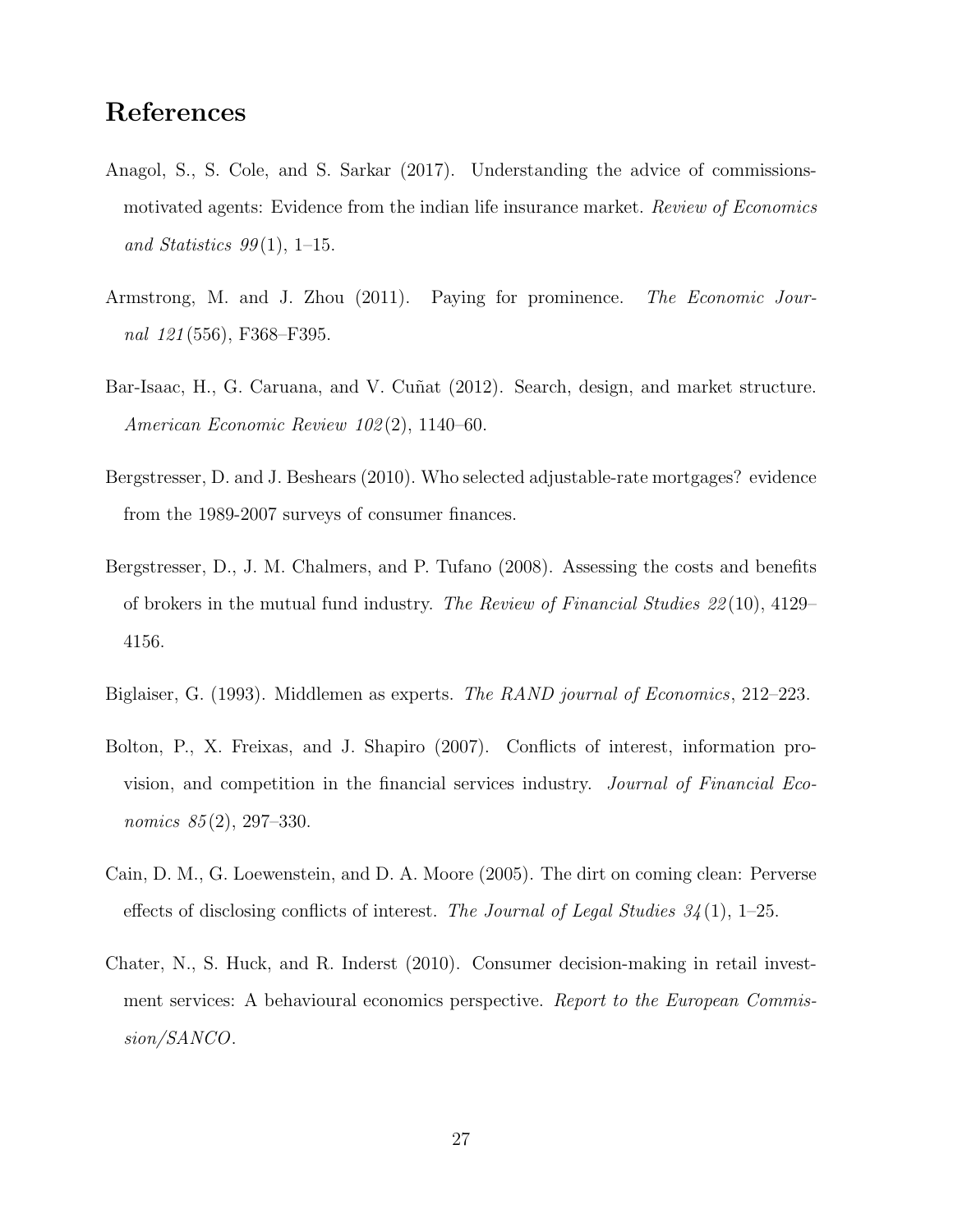# References

Anagol, S., S. Cole, and S. Sarkar (2017). Understanding the advice of commissions-motivated agents: Evidence from the indian life insurance market. *Review of Economics and Statistics 99*(1), 1–15.

Armstrong, M. and J. Zhou (2011). Paying for prominence. *The Economic Journal 121*(556), F368–F395.

Bar-Isaac, H., G. Caruana, and V. Cuñat (2012). Search, design, and market structure. *American Economic Review 102*(2), 1140–60.

Bergstresser, D. and J. Beshears (2010). Who selected adjustable-rate mortgages? evidence from the 1989-2007 surveys of consumer finances.

Bergstresser, D., J. M. Chalmers, and P. Tufano (2008). Assessing the costs and benefits of brokers in the mutual fund industry. *The Review of Financial Studies 22*(10), 4129–4156.

Biglaiser, G. (1993). Middlemen as experts. *The RAND journal of Economics*, 212–223.

Bolton, P., X. Freixas, and J. Shapiro (2007). Conflicts of interest, information provision, and competition in the financial services industry. *Journal of Financial Economics 85*(2), 297–330.

Cain, D. M., G. Loewenstein, and D. A. Moore (2005). The dirt on coming clean: Perverse effects of disclosing conflicts of interest. *The Journal of Legal Studies 34*(1), 1–25.

Chater, N., S. Huck, and R. Inderst (2010). Consumer decision-making in retail investment services: A behavioural economics perspective. *Report to the European Commission/SANCO*.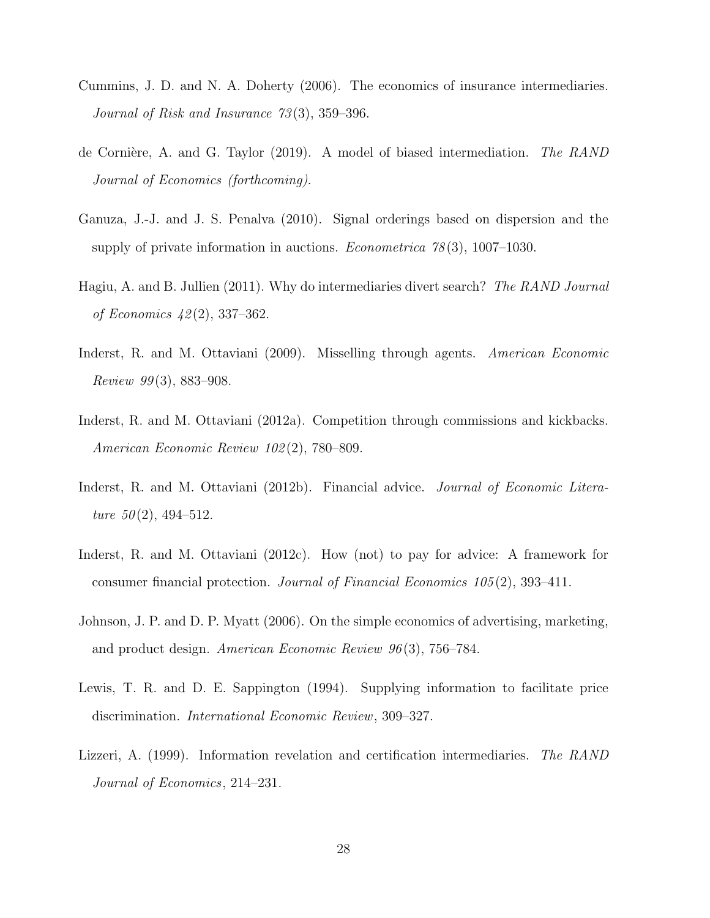Cummins, J. D. and N. A. Doherty (2006). The economics of insurance intermediaries. *Journal of Risk and Insurance 73*(3), 359–396.

de Cornière, A. and G. Taylor (2019). A model of biased intermediation. *The RAND Journal of Economics (forthcoming)*.

Ganuza, J.-J. and J. S. Penalva (2010). Signal orderings based on dispersion and the supply of private information in auctions. *Econometrica 78*(3), 1007–1030.

Hagiu, A. and B. Jullien (2011). Why do intermediaries divert search? *The RAND Journal of Economics 42*(2), 337–362.

Inderst, R. and M. Ottaviani (2009). Misselling through agents. *American Economic Review 99*(3), 883–908.

Inderst, R. and M. Ottaviani (2012a). Competition through commissions and kickbacks. *American Economic Review 102*(2), 780–809.

Inderst, R. and M. Ottaviani (2012b). Financial advice. *Journal of Economic Literature 50*(2), 494–512.

Inderst, R. and M. Ottaviani (2012c). How (not) to pay for advice: A framework for consumer financial protection. *Journal of Financial Economics 105*(2), 393–411.

Johnson, J. P. and D. P. Myatt (2006). On the simple economics of advertising, marketing, and product design. *American Economic Review 96*(3), 756–784.

Lewis, T. R. and D. E. Sappington (1994). Supplying information to facilitate price discrimination. *International Economic Review*, 309–327.

Lizzeri, A. (1999). Information revelation and certification intermediaries. *The RAND Journal of Economics*, 214–231.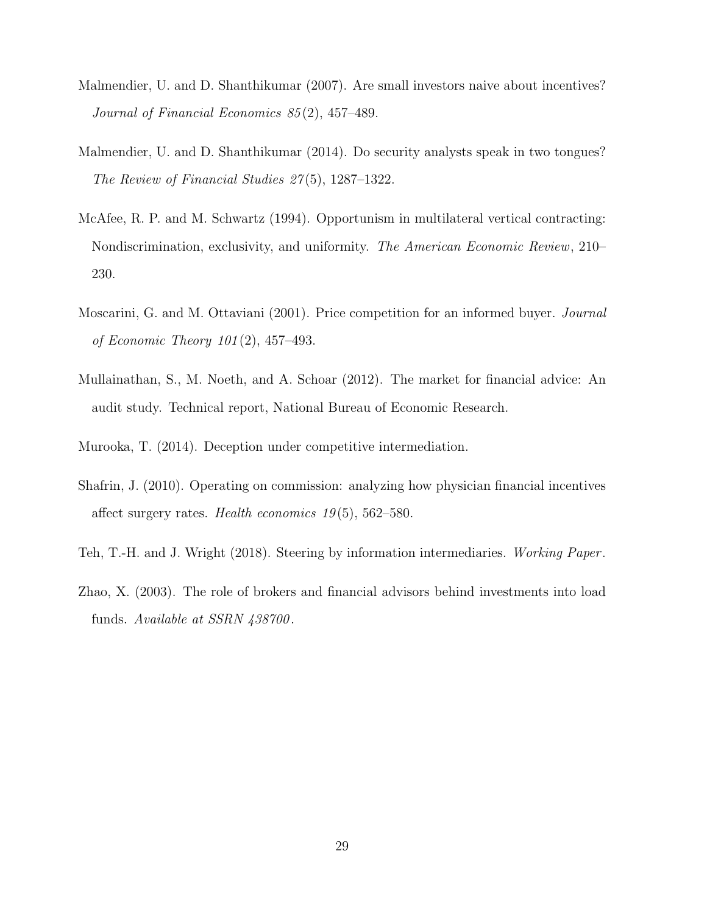Malmendier, U. and D. Shanthikumar (2007). Are small investors naive about incentives? *Journal of Financial Economics 85*(2), 457–489.

Malmendier, U. and D. Shanthikumar (2014). Do security analysts speak in two tongues? *The Review of Financial Studies 27*(5), 1287–1322.

McAfee, R. P. and M. Schwartz (1994). Opportunism in multilateral vertical contracting: Nondiscrimination, exclusivity, and uniformity. *The American Economic Review*, 210–230.

Moscarini, G. and M. Ottaviani (2001). Price competition for an informed buyer. *Journal of Economic Theory 101*(2), 457–493.

Mullainathan, S., M. Noeth, and A. Schoar (2012). The market for financial advice: An audit study. Technical report, National Bureau of Economic Research.

Murooka, T. (2014). Deception under competitive intermediation.

Shafrin, J. (2010). Operating on commission: analyzing how physician financial incentives affect surgery rates. *Health economics 19*(5), 562–580.

Teh, T.-H. and J. Wright (2018). Steering by information intermediaries. *Working Paper*.

Zhao, X. (2003). The role of brokers and financial advisors behind investments into load funds. *Available at SSRN 438700*.